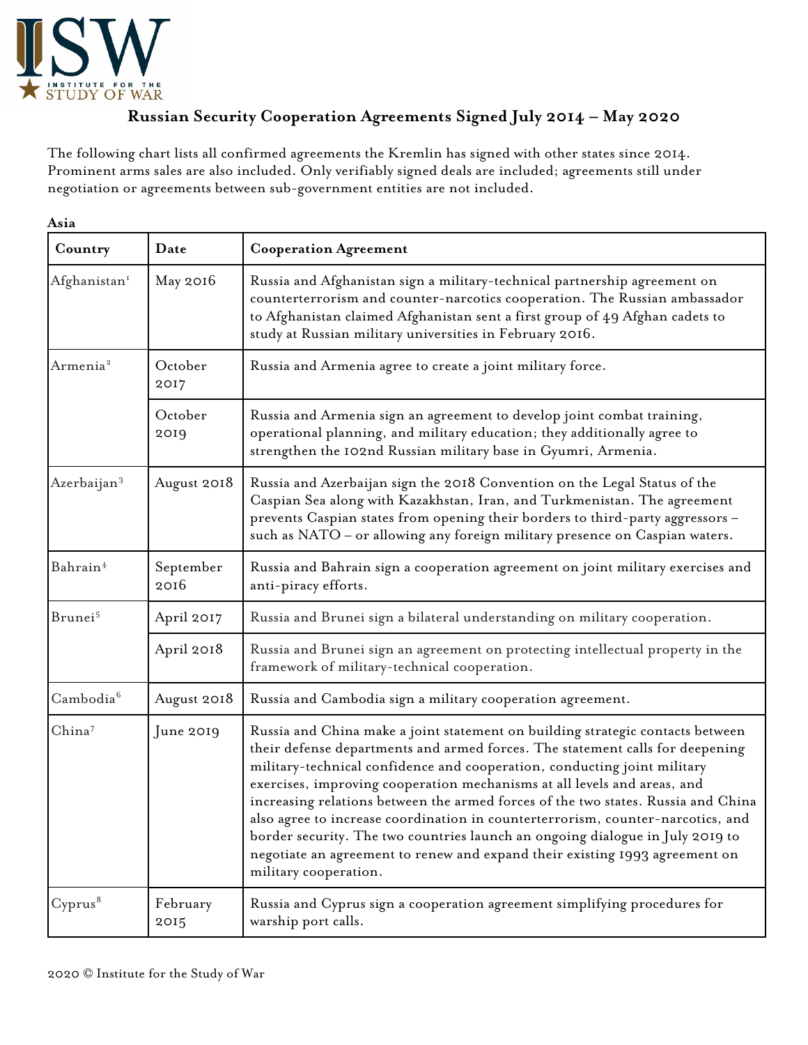# Russian Security Cooperation Agreements Signed July 2014 – May 2020

The following chart lists all confirmed agreements the Kremlin has signed with other states since 2014. Prominent arms sales are also included. Only verifiably signed deals are included; agreements still under negotiation or agreements between sub-government entities are not included.

**Asia**

| Country | Date | Cooperation Agreement |
|---|---|---|
| Afghanistan[1] | May 2016 | Russia and Afghanistan sign a military-technical partnership agreement on counterterrorism and counter-narcotics cooperation. The Russian ambassador to Afghanistan claimed Afghanistan sent a first group of 49 Afghan cadets to study at Russian military universities in February 2016. |
| Armenia[2] | October 2017 | Russia and Armenia agree to create a joint military force. |
| | October 2019 | Russia and Armenia sign an agreement to develop joint combat training, operational planning, and military education; they additionally agree to strengthen the 102nd Russian military base in Gyumri, Armenia. |
| Azerbaijan[3] | August 2018 | Russia and Azerbaijan sign the 2018 Convention on the Legal Status of the Caspian Sea along with Kazakhstan, Iran, and Turkmenistan. The agreement prevents Caspian states from opening their borders to third-party aggressors – such as NATO – or allowing any foreign military presence on Caspian waters. |
| Bahrain[4] | September 2016 | Russia and Bahrain sign a cooperation agreement on joint military exercises and anti-piracy efforts. |
| Brunei[5] | April 2017 | Russia and Brunei sign a bilateral understanding on military cooperation. |
| | April 2018 | Russia and Brunei sign an agreement on protecting intellectual property in the framework of military-technical cooperation. |
| Cambodia[6] | August 2018 | Russia and Cambodia sign a military cooperation agreement. |
| China[7] | June 2019 | Russia and China make a joint statement on building strategic contacts between their defense departments and armed forces. The statement calls for deepening military-technical confidence and cooperation, conducting joint military exercises, improving cooperation mechanisms at all levels and areas, and increasing relations between the armed forces of the two states. Russia and China also agree to increase coordination in counterterrorism, counter-narcotics, and border security. The two countries launch an ongoing dialogue in July 2019 to negotiate an agreement to renew and expand their existing 1993 agreement on military cooperation. |
| Cyprus[8] | February 2015 | Russia and Cyprus sign a cooperation agreement simplifying procedures for warship port calls. |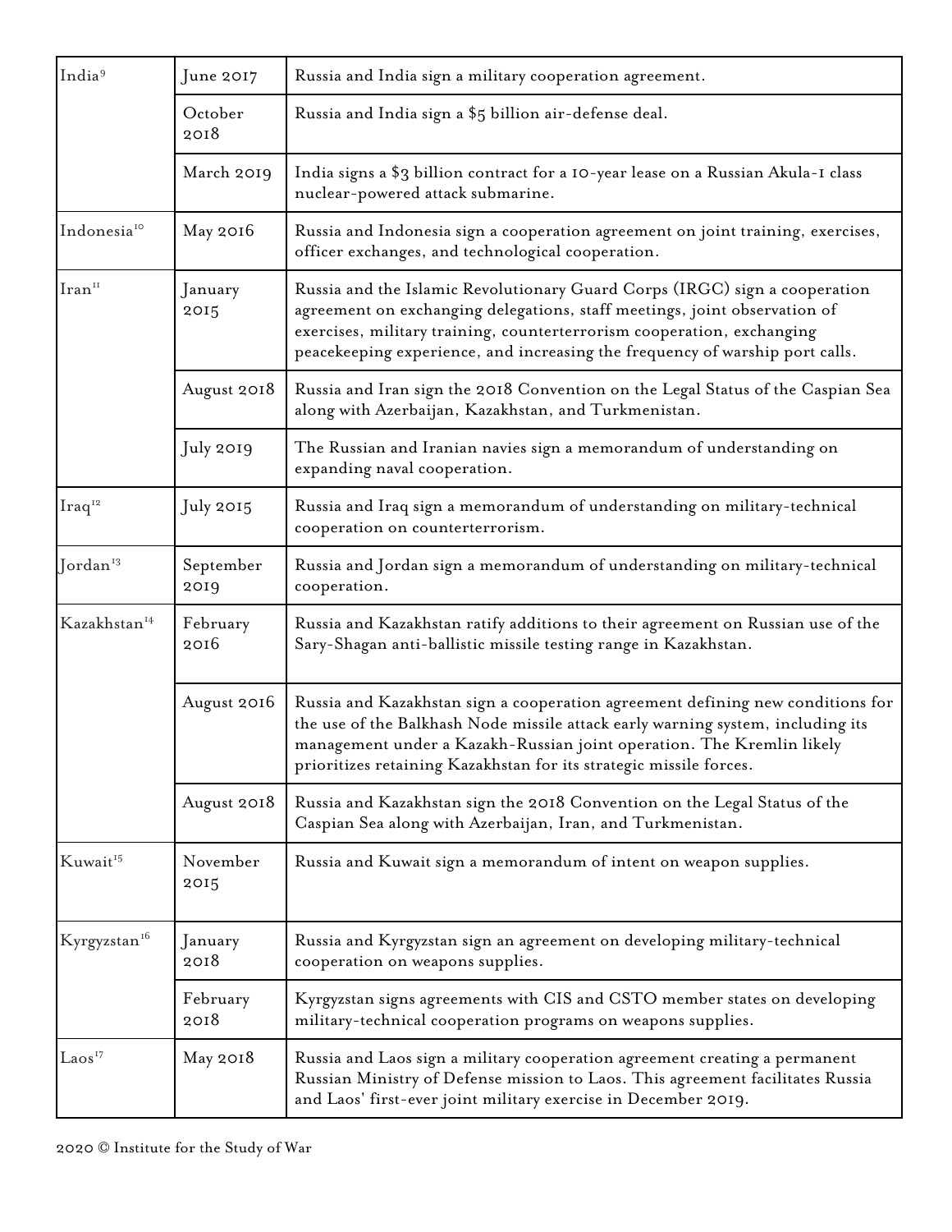| | | |
|---|---|---|
| India[9] | June 2017 | Russia and India sign a military cooperation agreement. |
| | October 2018 | Russia and India sign a $5 billion air-defense deal. |
| | March 2019 | India signs a $3 billion contract for a 10-year lease on a Russian Akula-1 class nuclear-powered attack submarine. |
| Indonesia[10] | May 2016 | Russia and Indonesia sign a cooperation agreement on joint training, exercises, officer exchanges, and technological cooperation. |
| Iran[11] | January 2015 | Russia and the Islamic Revolutionary Guard Corps (IRGC) sign a cooperation agreement on exchanging delegations, staff meetings, joint observation of exercises, military training, counterterrorism cooperation, exchanging peacekeeping experience, and increasing the frequency of warship port calls. |
| | August 2018 | Russia and Iran sign the 2018 Convention on the Legal Status of the Caspian Sea along with Azerbaijan, Kazakhstan, and Turkmenistan. |
| | July 2019 | The Russian and Iranian navies sign a memorandum of understanding on expanding naval cooperation. |
| Iraq[12] | July 2015 | Russia and Iraq sign a memorandum of understanding on military-technical cooperation on counterterrorism. |
| Jordan[13] | September 2019 | Russia and Jordan sign a memorandum of understanding on military-technical cooperation. |
| Kazakhstan[14] | February 2016 | Russia and Kazakhstan ratify additions to their agreement on Russian use of the Sary-Shagan anti-ballistic missile testing range in Kazakhstan. |
| | August 2016 | Russia and Kazakhstan sign a cooperation agreement defining new conditions for the use of the Balkhash Node missile attack early warning system, including its management under a Kazakh-Russian joint operation. The Kremlin likely prioritizes retaining Kazakhstan for its strategic missile forces. |
| | August 2018 | Russia and Kazakhstan sign the 2018 Convention on the Legal Status of the Caspian Sea along with Azerbaijan, Iran, and Turkmenistan. |
| Kuwait[15] | November 2015 | Russia and Kuwait sign a memorandum of intent on weapon supplies. |
| Kyrgyzstan[16] | January 2018 | Russia and Kyrgyzstan sign an agreement on developing military-technical cooperation on weapons supplies. |
| | February 2018 | Kyrgyzstan signs agreements with CIS and CSTO member states on developing military-technical cooperation programs on weapons supplies. |
| Laos[17] | May 2018 | Russia and Laos sign a military cooperation agreement creating a permanent Russian Ministry of Defense mission to Laos. This agreement facilitates Russia and Laos' first-ever joint military exercise in December 2019. |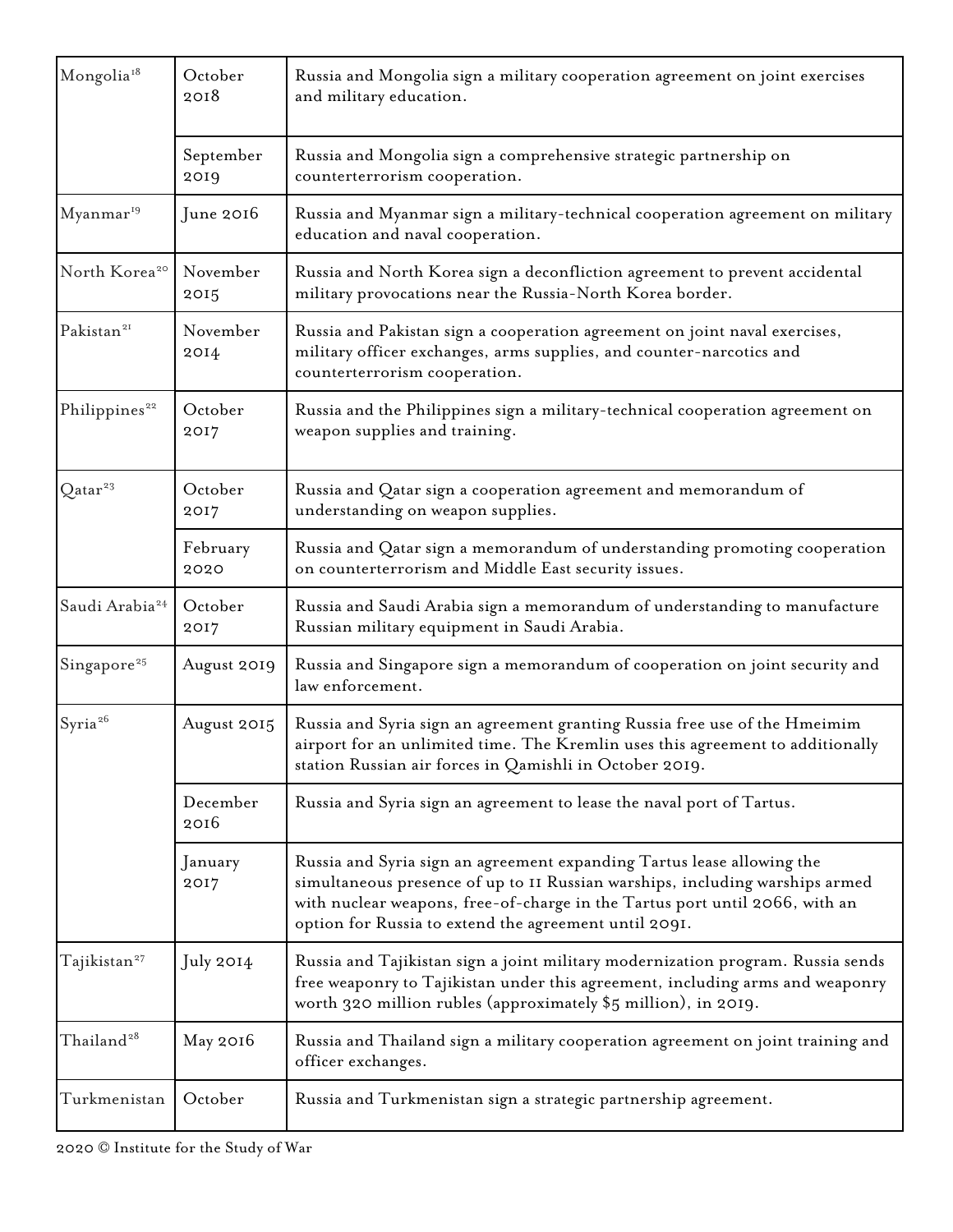| | | |
|---|---|---|
| Mongolia[18] | October 2018 | Russia and Mongolia sign a military cooperation agreement on joint exercises and military education. |
| | September 2019 | Russia and Mongolia sign a comprehensive strategic partnership on counterterrorism cooperation. |
| Myanmar[19] | June 2016 | Russia and Myanmar sign a military-technical cooperation agreement on military education and naval cooperation. |
| North Korea[20] | November 2015 | Russia and North Korea sign a deconfliction agreement to prevent accidental military provocations near the Russia-North Korea border. |
| Pakistan[21] | November 2014 | Russia and Pakistan sign a cooperation agreement on joint naval exercises, military officer exchanges, arms supplies, and counter-narcotics and counterterrorism cooperation. |
| Philippines[22] | October 2017 | Russia and the Philippines sign a military-technical cooperation agreement on weapon supplies and training. |
| Qatar[23] | October 2017 | Russia and Qatar sign a cooperation agreement and memorandum of understanding on weapon supplies. |
| | February 2020 | Russia and Qatar sign a memorandum of understanding promoting cooperation on counterterrorism and Middle East security issues. |
| Saudi Arabia[24] | October 2017 | Russia and Saudi Arabia sign a memorandum of understanding to manufacture Russian military equipment in Saudi Arabia. |
| Singapore[25] | August 2019 | Russia and Singapore sign a memorandum of cooperation on joint security and law enforcement. |
| Syria[26] | August 2015 | Russia and Syria sign an agreement granting Russia free use of the Hmeimim airport for an unlimited time. The Kremlin uses this agreement to additionally station Russian air forces in Qamishli in October 2019. |
| | December 2016 | Russia and Syria sign an agreement to lease the naval port of Tartus. |
| | January 2017 | Russia and Syria sign an agreement expanding Tartus lease allowing the simultaneous presence of up to 11 Russian warships, including warships armed with nuclear weapons, free-of-charge in the Tartus port until 2066, with an option for Russia to extend the agreement until 2091. |
| Tajikistan[27] | July 2014 | Russia and Tajikistan sign a joint military modernization program. Russia sends free weaponry to Tajikistan under this agreement, including arms and weaponry worth 320 million rubles (approximately $5 million), in 2019. |
| Thailand[28] | May 2016 | Russia and Thailand sign a military cooperation agreement on joint training and officer exchanges. |
| Turkmenistan | October | Russia and Turkmenistan sign a strategic partnership agreement. |

2020 © Institute for the Study of War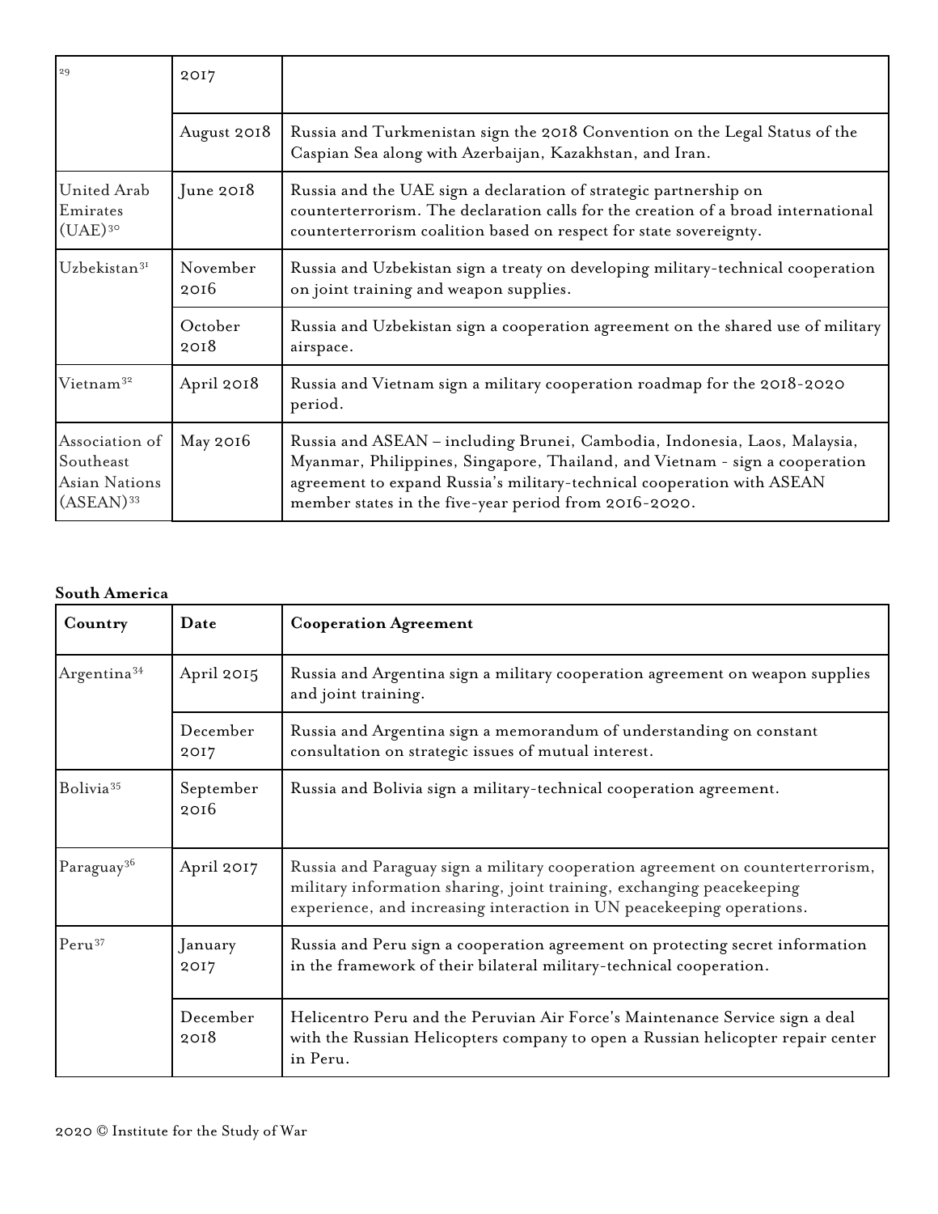| | | |
|---|---|---|
| [29] | 2017 | |
| | August 2018 | Russia and Turkmenistan sign the 2018 Convention on the Legal Status of the Caspian Sea along with Azerbaijan, Kazakhstan, and Iran. |
| United Arab Emirates (UAE)[30] | June 2018 | Russia and the UAE sign a declaration of strategic partnership on counterterrorism. The declaration calls for the creation of a broad international counterterrorism coalition based on respect for state sovereignty. |
| Uzbekistan[31] | November 2016 | Russia and Uzbekistan sign a treaty on developing military-technical cooperation on joint training and weapon supplies. |
| | October 2018 | Russia and Uzbekistan sign a cooperation agreement on the shared use of military airspace. |
| Vietnam[32] | April 2018 | Russia and Vietnam sign a military cooperation roadmap for the 2018-2020 period. |
| Association of Southeast Asian Nations (ASEAN)[33] | May 2016 | Russia and ASEAN – including Brunei, Cambodia, Indonesia, Laos, Malaysia, Myanmar, Philippines, Singapore, Thailand, and Vietnam - sign a cooperation agreement to expand Russia's military-technical cooperation with ASEAN member states in the five-year period from 2016-2020. |

**South America**

| Country | Date | Cooperation Agreement |
|---|---|---|
| Argentina[34] | April 2015 | Russia and Argentina sign a military cooperation agreement on weapon supplies and joint training. |
| | December 2017 | Russia and Argentina sign a memorandum of understanding on constant consultation on strategic issues of mutual interest. |
| Bolivia[35] | September 2016 | Russia and Bolivia sign a military-technical cooperation agreement. |
| Paraguay[36] | April 2017 | Russia and Paraguay sign a military cooperation agreement on counterterrorism, military information sharing, joint training, exchanging peacekeeping experience, and increasing interaction in UN peacekeeping operations. |
| Peru[37] | January 2017 | Russia and Peru sign a cooperation agreement on protecting secret information in the framework of their bilateral military-technical cooperation. |
| | December 2018 | Helicentro Peru and the Peruvian Air Force's Maintenance Service sign a deal with the Russian Helicopters company to open a Russian helicopter repair center in Peru. |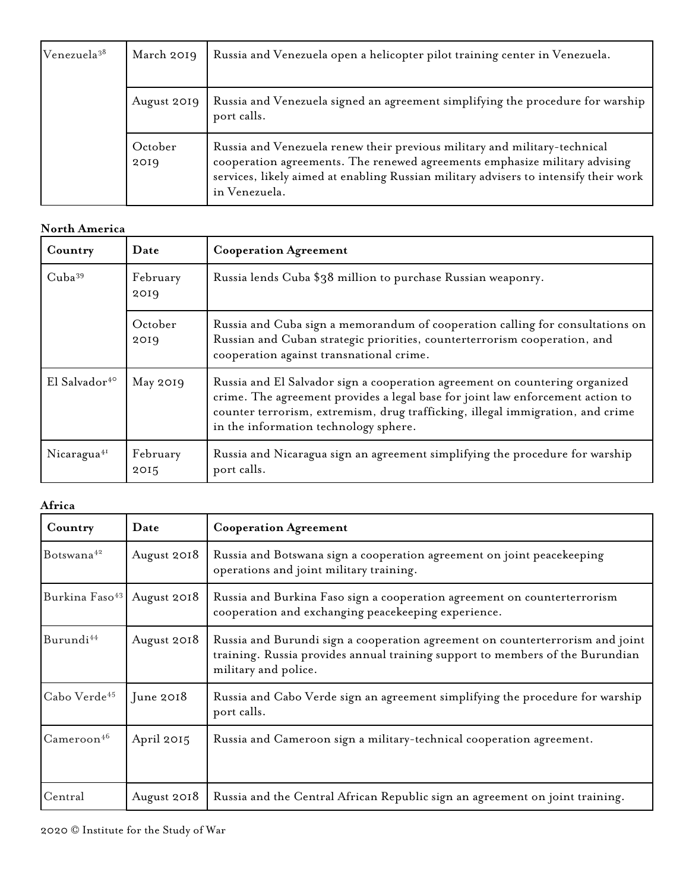| | | |
|---|---|---|
| Venezuela[38] | March 2019 | Russia and Venezuela open a helicopter pilot training center in Venezuela. |
| | August 2019 | Russia and Venezuela signed an agreement simplifying the procedure for warship port calls. |
| | October 2019 | Russia and Venezuela renew their previous military and military-technical cooperation agreements. The renewed agreements emphasize military advising services, likely aimed at enabling Russian military advisers to intensify their work in Venezuela. |

**North America**

| Country | Date | Cooperation Agreement |
|---|---|---|
| Cuba[39] | February 2019 | Russia lends Cuba $38 million to purchase Russian weaponry. |
| | October 2019 | Russia and Cuba sign a memorandum of cooperation calling for consultations on Russian and Cuban strategic priorities, counterterrorism cooperation, and cooperation against transnational crime. |
| El Salvador[40] | May 2019 | Russia and El Salvador sign a cooperation agreement on countering organized crime. The agreement provides a legal base for joint law enforcement action to counter terrorism, extremism, drug trafficking, illegal immigration, and crime in the information technology sphere. |
| Nicaragua[41] | February 2015 | Russia and Nicaragua sign an agreement simplifying the procedure for warship port calls. |

**Africa**

| Country | Date | Cooperation Agreement |
|---|---|---|
| Botswana[42] | August 2018 | Russia and Botswana sign a cooperation agreement on joint peacekeeping operations and joint military training. |
| Burkina Faso[43] | August 2018 | Russia and Burkina Faso sign a cooperation agreement on counterterrorism cooperation and exchanging peacekeeping experience. |
| Burundi[44] | August 2018 | Russia and Burundi sign a cooperation agreement on counterterrorism and joint training. Russia provides annual training support to members of the Burundian military and police. |
| Cabo Verde[45] | June 2018 | Russia and Cabo Verde sign an agreement simplifying the procedure for warship port calls. |
| Cameroon[46] | April 2015 | Russia and Cameroon sign a military-technical cooperation agreement. |
| Central | August 2018 | Russia and the Central African Republic sign an agreement on joint training. |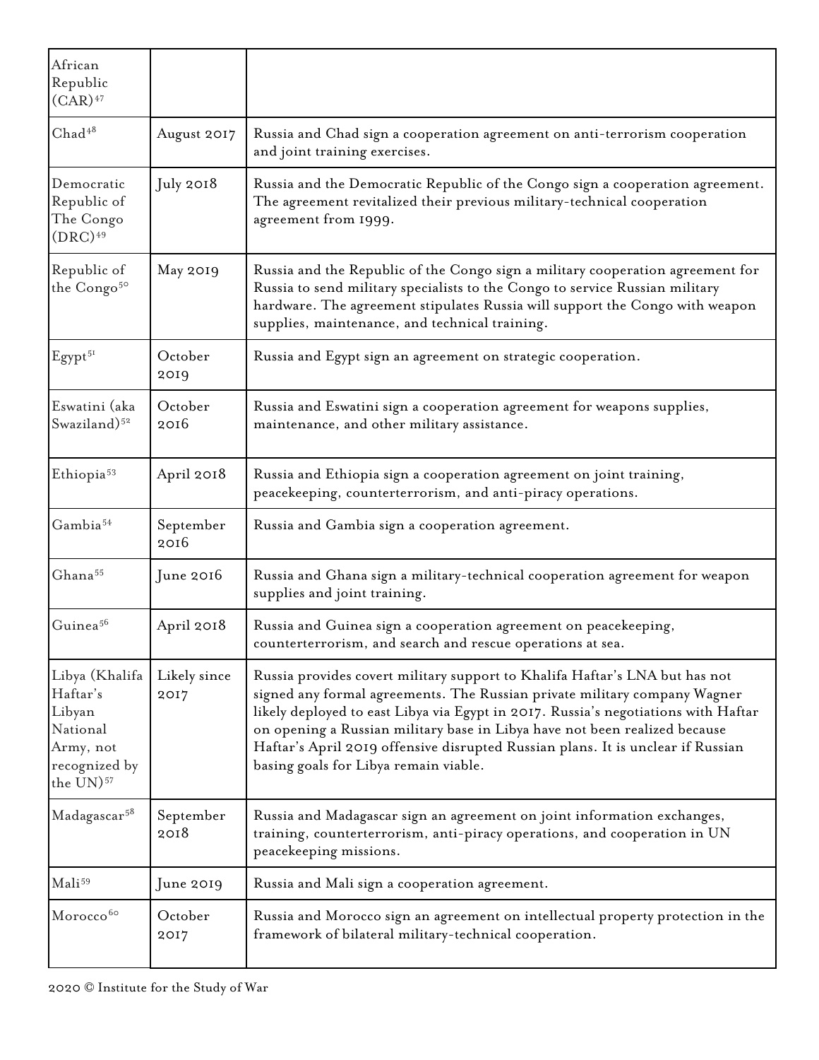| | | |
|---|---|---|
| African Republic (CAR)[47] | | |
| Chad[48] | August 2017 | Russia and Chad sign a cooperation agreement on anti-terrorism cooperation and joint training exercises. |
| Democratic Republic of The Congo (DRC)[49] | July 2018 | Russia and the Democratic Republic of the Congo sign a cooperation agreement. The agreement revitalized their previous military-technical cooperation agreement from 1999. |
| Republic of the Congo[50] | May 2019 | Russia and the Republic of the Congo sign a military cooperation agreement for Russia to send military specialists to the Congo to service Russian military hardware. The agreement stipulates Russia will support the Congo with weapon supplies, maintenance, and technical training. |
| Egypt[51] | October 2019 | Russia and Egypt sign an agreement on strategic cooperation. |
| Eswatini (aka Swaziland)[52] | October 2016 | Russia and Eswatini sign a cooperation agreement for weapons supplies, maintenance, and other military assistance. |
| Ethiopia[53] | April 2018 | Russia and Ethiopia sign a cooperation agreement on joint training, peacekeeping, counterterrorism, and anti-piracy operations. |
| Gambia[54] | September 2016 | Russia and Gambia sign a cooperation agreement. |
| Ghana[55] | June 2016 | Russia and Ghana sign a military-technical cooperation agreement for weapon supplies and joint training. |
| Guinea[56] | April 2018 | Russia and Guinea sign a cooperation agreement on peacekeeping, counterterrorism, and search and rescue operations at sea. |
| Libya (Khalifa Haftar's Libyan National Army, not recognized by the UN)[57] | Likely since 2017 | Russia provides covert military support to Khalifa Haftar's LNA but has not signed any formal agreements. The Russian private military company Wagner likely deployed to east Libya via Egypt in 2017. Russia's negotiations with Haftar on opening a Russian military base in Libya have not been realized because Haftar's April 2019 offensive disrupted Russian plans. It is unclear if Russian basing goals for Libya remain viable. |
| Madagascar[58] | September 2018 | Russia and Madagascar sign an agreement on joint information exchanges, training, counterterrorism, anti-piracy operations, and cooperation in UN peacekeeping missions. |
| Mali[59] | June 2019 | Russia and Mali sign a cooperation agreement. |
| Morocco[60] | October 2017 | Russia and Morocco sign an agreement on intellectual property protection in the framework of bilateral military-technical cooperation. |

2020 © Institute for the Study of War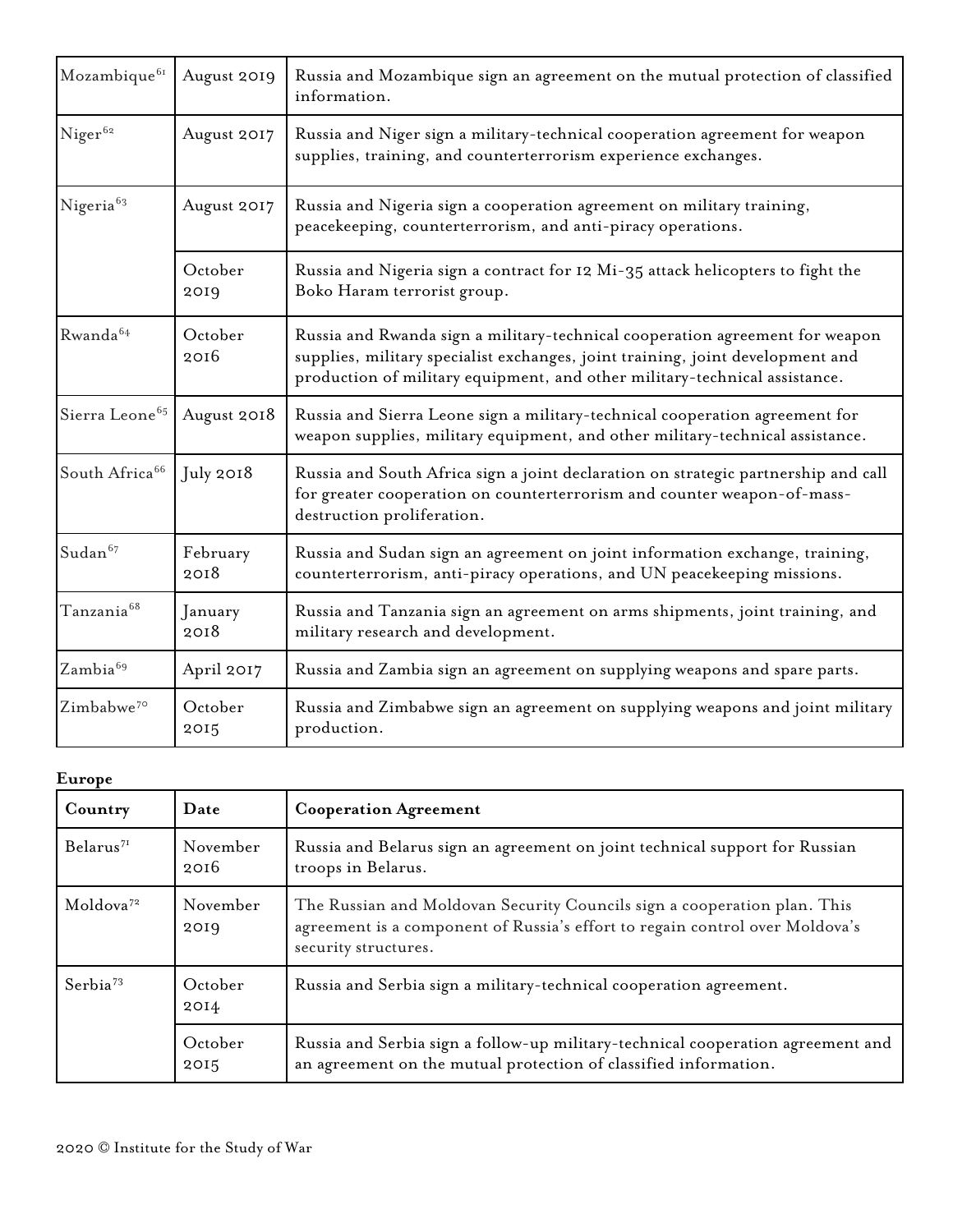| | | |
|---|---|---|
| Mozambique[61] | August 2019 | Russia and Mozambique sign an agreement on the mutual protection of classified information. |
| Niger[62] | August 2017 | Russia and Niger sign a military-technical cooperation agreement for weapon supplies, training, and counterterrorism experience exchanges. |
| Nigeria[63] | August 2017 | Russia and Nigeria sign a cooperation agreement on military training, peacekeeping, counterterrorism, and anti-piracy operations. |
| | October 2019 | Russia and Nigeria sign a contract for 12 Mi-35 attack helicopters to fight the Boko Haram terrorist group. |
| Rwanda[64] | October 2016 | Russia and Rwanda sign a military-technical cooperation agreement for weapon supplies, military specialist exchanges, joint training, joint development and production of military equipment, and other military-technical assistance. |
| Sierra Leone[65] | August 2018 | Russia and Sierra Leone sign a military-technical cooperation agreement for weapon supplies, military equipment, and other military-technical assistance. |
| South Africa[66] | July 2018 | Russia and South Africa sign a joint declaration on strategic partnership and call for greater cooperation on counterterrorism and counter weapon-of-mass-destruction proliferation. |
| Sudan[67] | February 2018 | Russia and Sudan sign an agreement on joint information exchange, training, counterterrorism, anti-piracy operations, and UN peacekeeping missions. |
| Tanzania[68] | January 2018 | Russia and Tanzania sign an agreement on arms shipments, joint training, and military research and development. |
| Zambia[69] | April 2017 | Russia and Zambia sign an agreement on supplying weapons and spare parts. |
| Zimbabwe[70] | October 2015 | Russia and Zimbabwe sign an agreement on supplying weapons and joint military production. |

**Europe**

| Country | Date | Cooperation Agreement |
|---|---|---|
| Belarus[71] | November 2016 | Russia and Belarus sign an agreement on joint technical support for Russian troops in Belarus. |
| Moldova[72] | November 2019 | The Russian and Moldovan Security Councils sign a cooperation plan. This agreement is a component of Russia's effort to regain control over Moldova's security structures. |
| Serbia[73] | October 2014 | Russia and Serbia sign a military-technical cooperation agreement. |
| | October 2015 | Russia and Serbia sign a follow-up military-technical cooperation agreement and an agreement on the mutual protection of classified information. |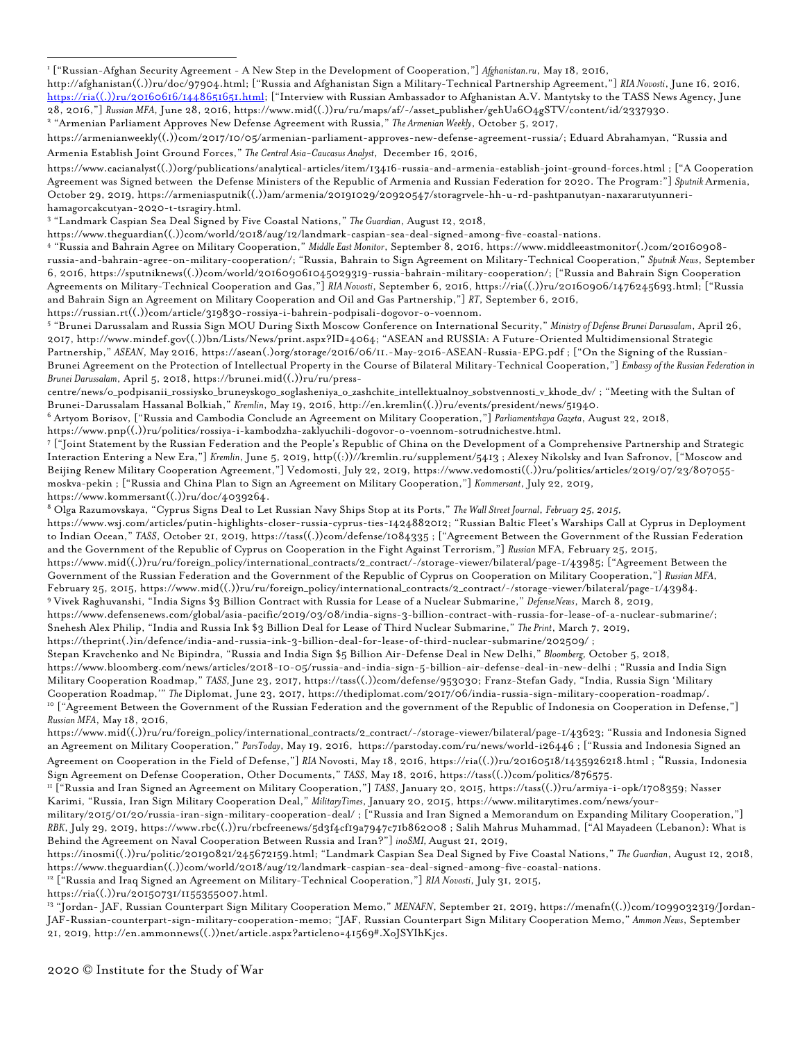[1] ["Russian-Afghan Security Agreement - A New Step in the Development of Cooperation,"] *Afghanistan.ru*, May 18, 2016, http://afghanistan((.))ru/doc/97904.html; ["Russia and Afghanistan Sign a Military-Technical Partnership Agreement,"] *RIA Novosti*, June 16, 2016, https://ria((.))ru/20160616/1448651651.html; ["Interview with Russian Ambassador to Afghanistan A.V. Mantytsky to the TASS News Agency, June 28, 2016,"] *Russian MFA*, June 28, 2016, https://www.mid((.))ru/ru/maps/af/-/asset_publisher/gehUa6O4gSTV/content/id/2337930.

[2] "Armenian Parliament Approves New Defense Agreement with Russia," *The Armenian Weekly*, October 5, 2017, https://armenianweekly((.))com/2017/10/05/armenian-parliament-approves-new-defense-agreement-russia/; Eduard Abrahamyan, "Russia and Armenia Establish Joint Ground Forces," *The Central Asia-Caucasus Analyst*, December 16, 2016, https://www.cacianalyst((.))org/publications/analytical-articles/item/13416-russia-and-armenia-establish-joint-ground-forces.html ; ["A Cooperation Agreement was Signed between the Defense Ministers of the Republic of Armenia and Russian Federation for 2020. The Program:"] *Sputnik* Armenia, October 29, 2019, https://armeniasputnik((.))am/armenia/20191029/20920547/storagrvele-hh-u-rd-pashtpanutyan-naxararutyunneri-hamagorcakcutyan-2020-t-tsragiry.html.

[3] "Landmark Caspian Sea Deal Signed by Five Coastal Nations," *The Guardian*, August 12, 2018, https://www.theguardian((.))com/world/2018/aug/12/landmark-caspian-sea-deal-signed-among-five-coastal-nations.

[4] "Russia and Bahrain Agree on Military Cooperation," *Middle East Monitor*, September 8, 2016, https://www.middleeastmonitor(.)com/20160908-russia-and-bahrain-agree-on-military-cooperation/; "Russia, Bahrain to Sign Agreement on Military-Technical Cooperation," *Sputnik News*, September 6, 2016, https://sputniknews((.))com/world/201609061045029319-russia-bahrain-military-cooperation/; ["Russia and Bahrain Sign Cooperation Agreements on Military-Technical Cooperation and Gas,"] *RIA Novosti*, September 6, 2016, https://ria((.))ru/20160906/1476245693.html; ["Russia and Bahrain Sign an Agreement on Military Cooperation and Oil and Gas Partnership,"] *RT*, September 6, 2016, https://russian.rt((.))com/article/319830-rossiya-i-bahrein-podpisali-dogovor-o-voennom.

[5] "Brunei Darussalam and Russia Sign MOU During Sixth Moscow Conference on International Security," *Ministry of Defense Brunei Darussalam*, April 26, 2017, http://www.mindef.gov((.))bn/Lists/News/print.aspx?ID=4064; "ASEAN and RUSSIA: A Future-Oriented Multidimensional Strategic Partnership," *ASEAN*, May 2016, https://asean(.)org/storage/2016/06/11.-May-2016-ASEAN-Russia-EPG.pdf ; ["On the Signing of the Russian-Brunei Agreement on the Protection of Intellectual Property in the Course of Bilateral Military-Technical Cooperation,"] *Embassy of the Russian Federation in Brunei Darussalam*, April 5, 2018, https://brunei.mid((.))ru/ru/press-centre/news/o_podpisanii_rossiysko_bruneyskogo_soglasheniya_o_zashchite_intellektualnoy_sobstvennosti_v_khode_dv/ ; "Meeting with the Sultan of Brunei-Darussalam Hassanal Bolkiah," *Kremlin*, May 19, 2016, http://en.kremlin((.))ru/events/president/news/51940.

[6] Artyom Borisov, ["Russia and Cambodia Conclude an Agreement on Military Cooperation,"] *Parliamentskaya Gazeta*, August 22, 2018, https://www.pnp((.))ru/politics/rossiya-i-kambodzha-zaklyuchili-dogovor-o-voennom-sotrudnichestve.html.

[7] ["Joint Statement by the Russian Federation and the People's Republic of China on the Development of a Comprehensive Partnership and Strategic Interaction Entering a New Era,"] *Kremlin*, June 5, 2019, http((:))//kremlin.ru/supplement/5413 ; Alexey Nikolsky and Ivan Safronov, ["Moscow and Beijing Renew Military Cooperation Agreement,"] Vedomosti, July 22, 2019, https://www.vedomosti((.))ru/politics/articles/2019/07/23/807055-moskva-pekin ; ["Russia and China Plan to Sign an Agreement on Military Cooperation,"] *Kommersant*, July 22, 2019, https://www.kommersant((.))ru/doc/4039264.

[8] Olga Razumovskaya, "Cyprus Signs Deal to Let Russian Navy Ships Stop at its Ports," *The Wall Street Journal, February 25, 2015,* https://www.wsj.com/articles/putin-highlights-closer-russia-cyprus-ties-1424882012; "Russian Baltic Fleet's Warships Call at Cyprus in Deployment to Indian Ocean," *TASS*, October 21, 2019, https://tass((.))com/defense/1084335 ; ["Agreement Between the Government of the Russian Federation and the Government of the Republic of Cyprus on Cooperation in the Fight Against Terrorism,"] *Russian* MFA, February 25, 2015, https://www.mid((.))ru/ru/foreign_policy/international_contracts/2_contract/-/storage-viewer/bilateral/page-1/43985; ["Agreement Between the Government of the Russian Federation and the Government of the Republic of Cyprus on Cooperation on Military Cooperation,"] *Russian MFA*, February 25, 2015, https://www.mid((.))ru/ru/foreign_policy/international_contracts/2_contract/-/storage-viewer/bilateral/page-1/43984.

[9] Vivek Raghuvanshi, "India Signs $3 Billion Contract with Russia for Lease of a Nuclear Submarine," *DefenseNews*, March 8, 2019, https://www.defensenews.com/global/asia-pacific/2019/03/08/india-signs-3-billion-contract-with-russia-for-lease-of-a-nuclear-submarine/; Snehesh Alex Philip, "India and Russia Ink $3 Billion Deal for Lease of Third Nuclear Submarine," *The Print*, March 7, 2019, https://theprint(.)in/defence/india-and-russia-ink-3-billion-deal-for-lease-of-third-nuclear-submarine/202509/ ; Stepan Kravchenko and Nc Bipindra, "Russia and India Sign $5 Billion Air-Defense Deal in New Delhi," *Bloomberg,* October 5, 2018, https://www.bloomberg.com/news/articles/2018-10-05/russia-and-india-sign-5-billion-air-defense-deal-in-new-delhi ; "Russia and India Sign Military Cooperation Roadmap," *TASS*, June 23, 2017, https://tass((.))com/defense/953030; Franz-Stefan Gady, "India, Russia Sign 'Military Cooperation Roadmap,'" *The* Diplomat, June 23, 2017, https://thediplomat.com/2017/06/india-russia-sign-military-cooperation-roadmap/.

[10] ["Agreement Between the Government of the Russian Federation and the government of the Republic of Indonesia on Cooperation in Defense,"] *Russian MFA*, May 18, 2016, https://www.mid((.))ru/ru/foreign_policy/international_contracts/2_contract/-/storage-viewer/bilateral/page-1/43623; "Russia and Indonesia Signed an Agreement on Military Cooperation," *ParsToday*, May 19, 2016, https://parstoday.com/ru/news/world-i26446 ; ["Russia and Indonesia Signed an Agreement on Cooperation in the Field of Defense,"] *RIA* Novosti, May 18, 2016, https://ria((.))ru/20160518/1435926218.html ; "Russia, Indonesia Sign Agreement on Defense Cooperation, Other Documents," *TASS*, May 18, 2016, https://tass((.))com/politics/876575.

[11] ["Russia and Iran Signed an Agreement on Military Cooperation,"] *TASS*, January 20, 2015, https://tass((.))ru/armiya-i-opk/1708359; Nasser Karimi, "Russia, Iran Sign Military Cooperation Deal," *MilitaryTimes*, January 20, 2015, https://www.militarytimes.com/news/your-military/2015/01/20/russia-iran-sign-military-cooperation-deal/ ; ["Russia and Iran Signed a Memorandum on Expanding Military Cooperation,"] *RBK*, July 29, 2019, https://www.rbc((.))ru/rbcfreenews/5d3f4cf19a7947c71b862008 ; Salih Mahrus Muhammad, ["Al Mayadeen (Lebanon): What is Behind the Agreement on Naval Cooperation Between Russia and Iran?"] *inoSMI*, August 21, 2019, https://inosmi((.))ru/politic/20190821/245672159.html; "Landmark Caspian Sea Deal Signed by Five Coastal Nations," *The Guardian*, August 12, 2018, https://www.theguardian((.))com/world/2018/aug/12/landmark-caspian-sea-deal-signed-among-five-coastal-nations.

[12] ["Russia and Iraq Signed an Agreement on Military-Technical Cooperation,"] *RIA Novosti*, July 31, 2015, https://ria((.))ru/20150731/1155355007.html.

[13] "Jordan- JAF, Russian Counterpart Sign Military Cooperation Memo," *MENAFN*, September 21, 2019, https://menafn((.))com/1099032319/Jordan-JAF-Russian-counterpart-sign-military-cooperation-memo; "JAF, Russian Counterpart Sign Military Cooperation Memo," *Ammon News*, September 21, 2019, http://en.ammonnews((.))net/article.aspx?articleno=41569#.XoJSYIhKjcs.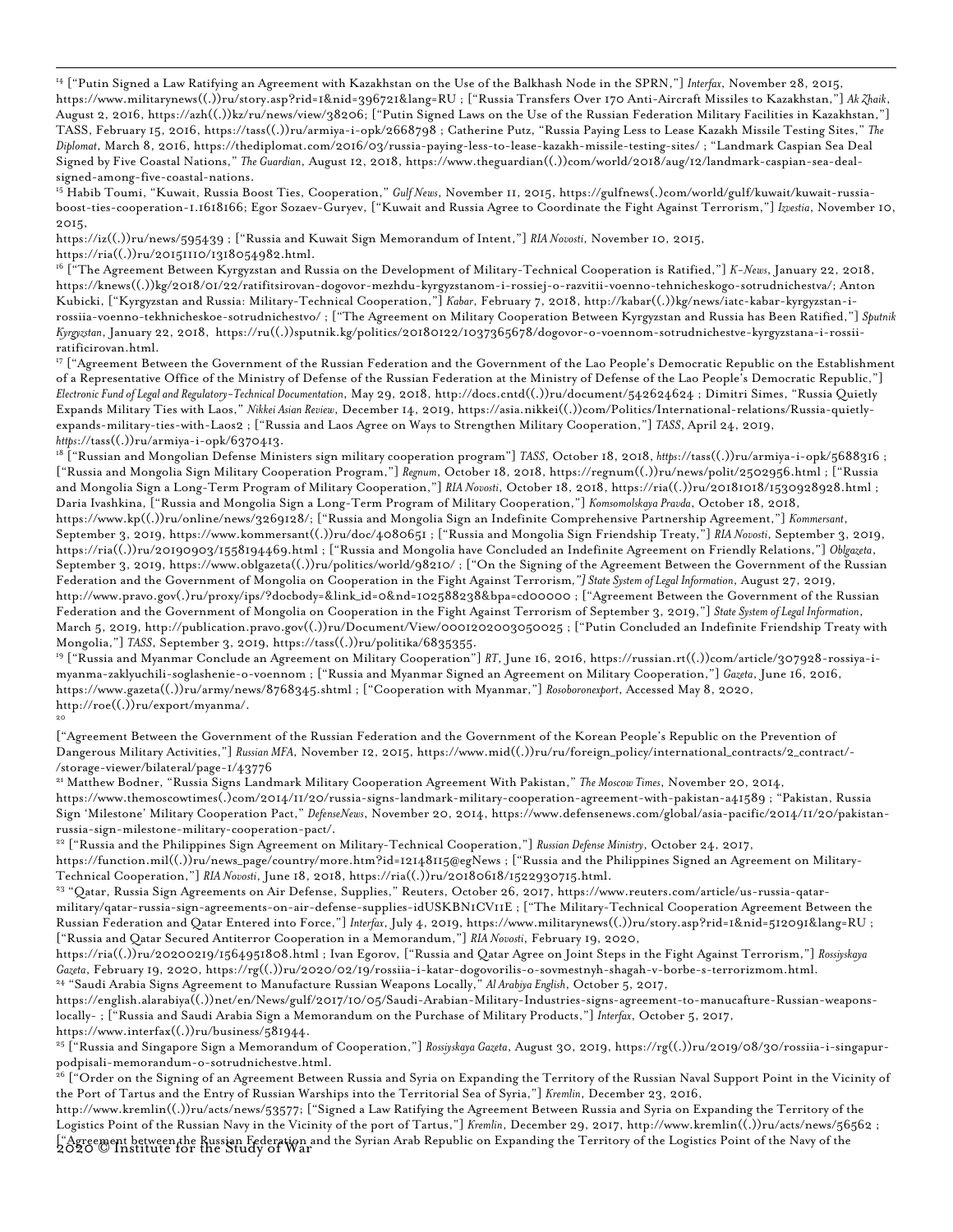[14] ["Putin Signed a Law Ratifying an Agreement with Kazakhstan on the Use of the Balkhash Node in the SPRN,"] *Interfax*, November 28, 2015, https://www.militarynews((.))ru/story.asp?rid=1&nid=396721&lang=RU ; ["Russia Transfers Over 170 Anti-Aircraft Missiles to Kazakhstan,"] *Ak Zhaik*, August 2, 2016, https://azh((.))kz/ru/news/view/38206; ["Putin Signed Laws on the Use of the Russian Federation Military Facilities in Kazakhstan,"] TASS, February 15, 2016, https://tass((.))ru/armiya-i-opk/2668798 ; Catherine Putz, "Russia Paying Less to Lease Kazakh Missile Testing Sites," *The Diplomat*, March 8, 2016, https://thediplomat.com/2016/03/russia-paying-less-to-lease-kazakh-missile-testing-sites/ ; "Landmark Caspian Sea Deal Signed by Five Coastal Nations," *The Guardian*, August 12, 2018, https://www.theguardian((.))com/world/2018/aug/12/landmark-caspian-sea-deal-signed-among-five-coastal-nations.

[15] Habib Toumi, "Kuwait, Russia Boost Ties, Cooperation," *Gulf News*, November 11, 2015, https://gulfnews(.)com/world/gulf/kuwait/kuwait-russia-boost-ties-cooperation-1.1618166; Egor Sozaev-Guryev, ["Kuwait and Russia Agree to Coordinate the Fight Against Terrorism,"] *Izvestia*, November 10, 2015,
https://iz((.))ru/news/595439 ; ["Russia and Kuwait Sign Memorandum of Intent,"] *RIA Novosti*, November 10, 2015,
https://ria((.))ru/20151110/1318054982.html.

[16] ["The Agreement Between Kyrgyzstan and Russia on the Development of Military-Technical Cooperation is Ratified,"] *K-News*, January 22, 2018, https://knews((.))kg/2018/01/22/ratifitsirovan-dogovor-mezhdu-kyrgyzstanom-i-rossiej-o-razvitii-voenno-tehnicheskogo-sotrudnichestva/; Anton Kubicki, ["Kyrgyzstan and Russia: Military-Technical Cooperation,"] *Kabar*, February 7, 2018, http://kabar((.))kg/news/iatc-kabar-kyrgyzstan-i-rossiia-voenno-tekhnicheskoe-sotrudnichestvo/ ; ["The Agreement on Military Cooperation Between Kyrgyzstan and Russia has Been Ratified,"] *Sputnik Kyrgyzstan*, January 22, 2018, https://ru((.))sputnik.kg/politics/20180122/1037365678/dogovor-o-voennom-sotrudnichestve-kyrgyzstana-i-rossii-ratificirovan.html.

[17] ["Agreement Between the Government of the Russian Federation and the Government of the Lao People's Democratic Republic on the Establishment of a Representative Office of the Ministry of Defense of the Russian Federation at the Ministry of Defense of the Lao People's Democratic Republic,"] *Electronic Fund of Legal and Regulatory-Technical Documentation*, May 29, 2018, http://docs.cntd((.))ru/document/542624624 ; Dimitri Simes, "Russia Quietly Expands Military Ties with Laos," *Nikkei Asian Review*, December 14, 2019, https://asia.nikkei((.))com/Politics/International-relations/Russia-quietly-expands-military-ties-with-Laos2 ; ["Russia and Laos Agree on Ways to Strengthen Military Cooperation,"] *TASS*, April 24, 2019, https://tass((.))ru/armiya-i-opk/6370413.

[18] ["Russian and Mongolian Defense Ministers sign military cooperation program"] *TASS*, October 18, 2018, https://tass((.))ru/armiya-i-opk/5688316 ; ["Russia and Mongolia Sign Military Cooperation Program,"] *Regnum*, October 18, 2018, https://regnum((.))ru/news/polit/2502956.html ; ["Russia and Mongolia Sign a Long-Term Program of Military Cooperation,"] *RIA Novosti*, October 18, 2018, https://ria((.))ru/20181018/1530928928.html ; Daria Ivashkina, ["Russia and Mongolia Sign a Long-Term Program of Military Cooperation,"] *Komsomolskaya Pravda*, October 18, 2018, https://www.kp((.))ru/online/news/3269128/; ["Russia and Mongolia Sign an Indefinite Comprehensive Partnership Agreement,"] *Kommersant*, September 3, 2019, https://www.kommersant((.))ru/doc/4080651 ; ["Russia and Mongolia Sign Friendship Treaty,"] *RIA Novosti*, September 3, 2019, https://ria((.))ru/20190903/1558194469.html ; ["Russia and Mongolia have Concluded an Indefinite Agreement on Friendly Relations,"] *Oblgazeta*, September 3, 2019, https://www.oblgazeta((.))ru/politics/world/98210/ ; ["On the Signing of the Agreement Between the Government of the Russian Federation and the Government of Mongolia on Cooperation in the Fight Against Terrorism,"] *State System of Legal Information*, August 27, 2019, http://www.pravo.gov(.)ru/proxy/ips/?docbody=&link_id=0&nd=102588238&bpa=cd00000 ; ["Agreement Between the Government of the Russian Federation and the Government of Mongolia on Cooperation in the Fight Against Terrorism of September 3, 2019,"] *State System of Legal Information*, March 5, 2019, http://publication.pravo.gov((.))ru/Document/View/0001202003050025 ; ["Putin Concluded an Indefinite Friendship Treaty with Mongolia,"] *TASS*, September 3, 2019, https://tass((.))ru/politika/6835355.

[19] ["Russia and Myanmar Conclude an Agreement on Military Cooperation"] *RT*, June 16, 2016, https://russian.rt((.))com/article/307928-rossiya-i-myanma-zaklyuchili-soglashenie-o-voennom ; ["Russia and Myanmar Signed an Agreement on Military Cooperation,"] *Gazeta*, June 16, 2016, https://www.gazeta((.))ru/army/news/8768345.shtml ; ["Cooperation with Myanmar,"] *Rosoboronexport*, Accessed May 8, 2020, http://roe((.))ru/export/myanma/.

[20] ["Agreement Between the Government of the Russian Federation and the Government of the Korean People's Republic on the Prevention of Dangerous Military Activities,"] *Russian MFA*, November 12, 2015, https://www.mid((.))ru/ru/foreign_policy/international_contracts/2_contract/-/storage-viewer/bilateral/page-1/43776

[21] Matthew Bodner, "Russia Signs Landmark Military Cooperation Agreement With Pakistan," *The Moscow Times*, November 20, 2014, https://www.themoscowtimes(.)com/2014/11/20/russia-signs-landmark-military-cooperation-agreement-with-pakistan-a41589 ; "Pakistan, Russia Sign 'Milestone' Military Cooperation Pact," *DefenseNews*, November 20, 2014, https://www.defensenews.com/global/asia-pacific/2014/11/20/pakistan-russia-sign-milestone-military-cooperation-pact/.

[22] ["Russia and the Philippines Sign Agreement on Military-Technical Cooperation,"] *Russian Defense Ministry*, October 24, 2017, https://function.mil((.))ru/news_page/country/more.htm?id=12148115@egNews ; ["Russia and the Philippines Signed an Agreement on Military-Technical Cooperation,"] *RIA Novosti*, June 18, 2018, https://ria((.))ru/20180618/1522930715.html.

[23] "Qatar, Russia Sign Agreements on Air Defense, Supplies," Reuters, October 26, 2017, https://www.reuters.com/article/us-russia-qatar-military/qatar-russia-sign-agreements-on-air-defense-supplies-idUSKBN1CV11E ; ["The Military-Technical Cooperation Agreement Between the Russian Federation and Qatar Entered into Force,"] *Interfax*, July 4, 2019, https://www.militarynews((.))ru/story.asp?rid=1&nid=512091&lang=RU ; ["Russia and Qatar Secured Antiterror Cooperation in a Memorandum,"] *RIA Novosti*, February 19, 2020, https://ria((.))ru/20200219/1564951808.html ; Ivan Egorov, ["Russia and Qatar Agree on Joint Steps in the Fight Against Terrorism,"] *Rossiyskaya Gazeta*, February 19, 2020, https://rg((.))ru/2020/02/19/rossiia-i-katar-dogovorilis-o-sovmestnyh-shagah-v-borbe-s-terrorizmom.html.

[24] "Saudi Arabia Signs Agreement to Manufacture Russian Weapons Locally," *Al Arabiya English*, October 5, 2017, https://english.alarabiya((.))net/en/News/gulf/2017/10/05/Saudi-Arabian-Military-Industries-signs-agreement-to-manucafture-Russian-weapons-locally- ; ["Russia and Saudi Arabia Sign a Memorandum on the Purchase of Military Products,"] *Interfax*, October 5, 2017, https://www.interfax((.))ru/business/581944.

[25] ["Russia and Singapore Sign a Memorandum of Cooperation,"] *Rossiyskaya Gazeta*, August 30, 2019, https://rg((.))ru/2019/08/30/rossiia-i-singapur-podpisali-memorandum-o-sotrudnichestve.html.

[26] ["Order on the Signing of an Agreement Between Russia and Syria on Expanding the Territory of the Russian Naval Support Point in the Vicinity of the Port of Tartus and the Entry of Russian Warships into the Territorial Sea of Syria,"] *Kremlin*, December 23, 2016, http://www.kremlin((.))ru/acts/news/53577; ["Signed a Law Ratifying the Agreement Between Russia and Syria on Expanding the Territory of the Logistics Point of the Russian Navy in the Vicinity of the port of Tartus,"] *Kremlin*, December 29, 2017, http://www.kremlin((.))ru/acts/news/56562 ; ["Agreement between the Russian Federation and the Syrian Arab Republic on Expanding the Territory of the Logistics Point of the Navy of the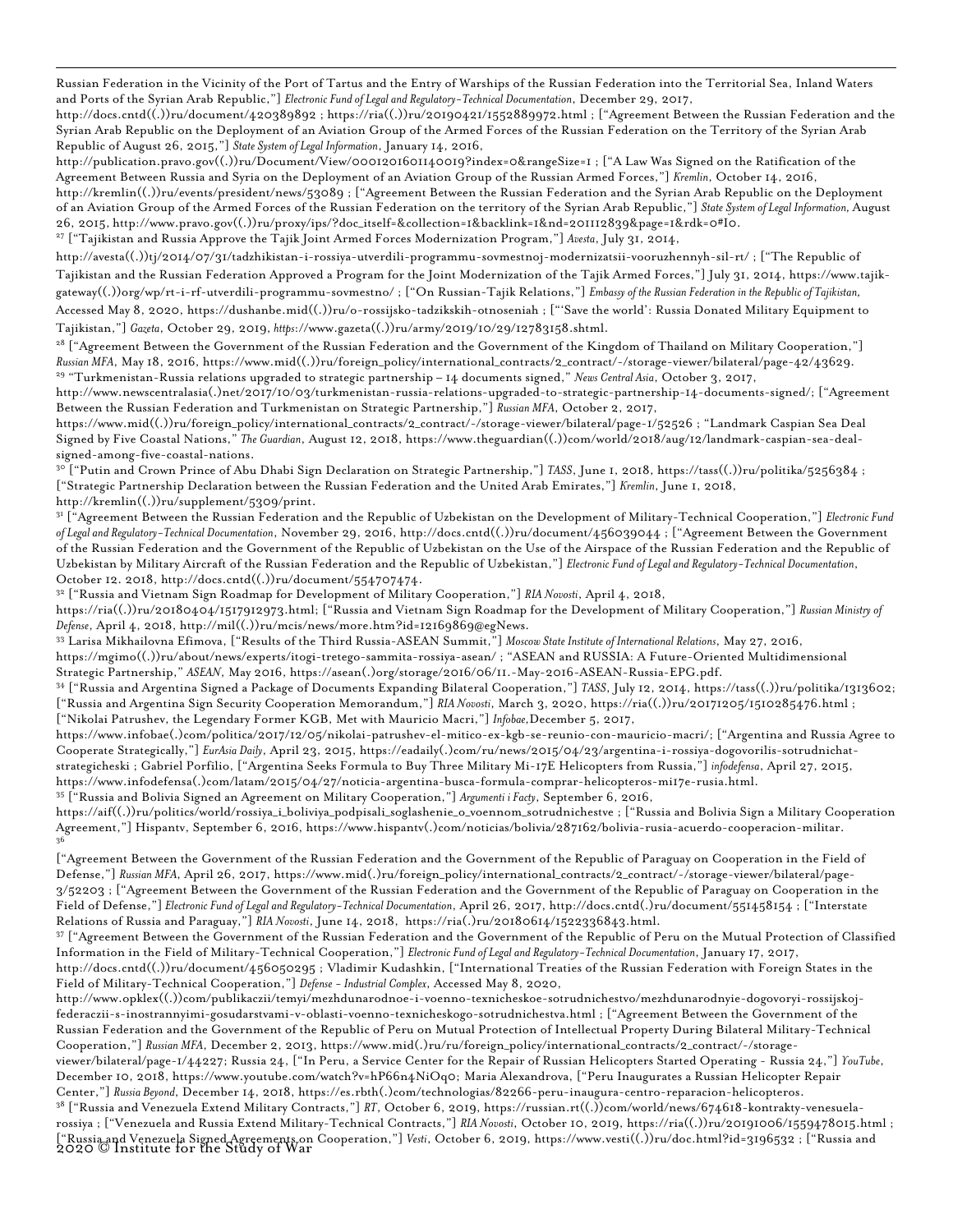Russian Federation in the Vicinity of the Port of Tartus and the Entry of Warships of the Russian Federation into the Territorial Sea, Inland Waters and Ports of the Syrian Arab Republic,"] *Electronic Fund of Legal and Regulatory-Technical Documentation*, December 29, 2017, http://docs.cntd((.))ru/document/420389892 ; https://ria((.))ru/20190421/1552889972.html ; ["Agreement Between the Russian Federation and the Syrian Arab Republic on the Deployment of an Aviation Group of the Armed Forces of the Russian Federation on the Territory of the Syrian Arab Republic of August 26, 2015,"] *State System of Legal Information*, January 14, 2016, http://publication.pravo.gov((.))ru/Document/View/0001201601140019?index=0&rangeSize=1 ; ["A Law Was Signed on the Ratification of the Agreement Between Russia and Syria on the Deployment of an Aviation Group of the Russian Armed Forces,"] *Kremlin*, October 14, 2016, http://kremlin((.))ru/events/president/news/53089 ; ["Agreement Between the Russian Federation and the Syrian Arab Republic on the Deployment of an Aviation Group of the Armed Forces of the Russian Federation on the territory of the Syrian Arab Republic,"] *State System of Legal Information*, August 26, 2015, http://www.pravo.gov((.))ru/proxy/ips/?doc_itself=&collection=1&backlink=1&nd=201112839&page=1&rdk=0#I0.

[27] ["Tajikistan and Russia Approve the Tajik Joint Armed Forces Modernization Program,"] *Avesta*, July 31, 2014, http://avesta((.))tj/2014/07/31/tadzhikistan-i-rossiya-utverdili-programmu-sovmestnoj-modernizatsii-vooruzhennyh-sil-rt/ ; ["The Republic of Tajikistan and the Russian Federation Approved a Program for the Joint Modernization of the Tajik Armed Forces,"] July 31, 2014, https://www.tajik-gateway((.))org/wp/rt-i-rf-utverdili-programmu-sovmestno/ ; ["On Russian-Tajik Relations,"] *Embassy of the Russian Federation in the Republic of Tajikistan*, Accessed May 8, 2020, https://dushanbe.mid((.))ru/o-rossijsko-tadzikskih-otnoseniah ; ["'Save the world': Russia Donated Military Equipment to Tajikistan,"] *Gazeta*, October 29, 2019, https://www.gazeta((.))ru/army/2019/10/29/12783158.shtml.

[28] ["Agreement Between the Government of the Russian Federation and the Government of the Kingdom of Thailand on Military Cooperation,"] *Russian MFA*, May 18, 2016, https://www.mid((.))ru/foreign_policy/international_contracts/2_contract/-/storage-viewer/bilateral/page-42/43629.

[29] "Turkmenistan-Russia relations upgraded to strategic partnership – 14 documents signed," *News Central Asia*, October 3, 2017, http://www.newscentralasia(.)net/2017/10/03/turkmenistan-russia-relations-upgraded-to-strategic-partnership-14-documents-signed/; ["Agreement Between the Russian Federation and Turkmenistan on Strategic Partnership,"] *Russian MFA*, October 2, 2017, https://www.mid((.))ru/foreign_policy/international_contracts/2_contract/-/storage-viewer/bilateral/page-1/52526 ; "Landmark Caspian Sea Deal Signed by Five Coastal Nations," *The Guardian*, August 12, 2018, https://www.theguardian((.))com/world/2018/aug/12/landmark-caspian-sea-deal-signed-among-five-coastal-nations.

[30] ["Putin and Crown Prince of Abu Dhabi Sign Declaration on Strategic Partnership,"] *TASS*, June 1, 2018, https://tass((.))ru/politika/5256384 ; ["Strategic Partnership Declaration between the Russian Federation and the United Arab Emirates,"] *Kremlin*, June 1, 2018, http://kremlin((.))ru/supplement/5309/print.

[31] ["Agreement Between the Russian Federation and the Republic of Uzbekistan on the Development of Military-Technical Cooperation,"] *Electronic Fund of Legal and Regulatory-Technical Documentation*, November 29, 2016, http://docs.cntd((.))ru/document/456039044 ; ["Agreement Between the Government of the Russian Federation and the Government of the Republic of Uzbekistan on the Use of the Airspace of the Russian Federation and the Republic of Uzbekistan by Military Aircraft of the Russian Federation and the Republic of Uzbekistan,"] *Electronic Fund of Legal and Regulatory-Technical Documentation*, October 12. 2018, http://docs.cntd((.))ru/document/554707474.

[32] ["Russia and Vietnam Sign Roadmap for Development of Military Cooperation,"] *RIA Novosti*, April 4, 2018, https://ria((.))ru/20180404/1517912973.html; ["Russia and Vietnam Sign Roadmap for the Development of Military Cooperation,"] *Russian Ministry of Defense*, April 4, 2018, http://mil((.))ru/mcis/news/more.htm?id=12169869@egNews.

[33] Larisa Mikhailovna Efimova, ["Results of the Third Russia-ASEAN Summit,"] *Moscow State Institute of International Relations*, May 27, 2016, https://mgimo((.))ru/about/news/experts/itogi-tretego-sammita-rossiya-asean/ ; "ASEAN and RUSSIA: A Future-Oriented Multidimensional Strategic Partnership," *ASEAN*, May 2016, https://asean(.)org/storage/2016/06/11.-May-2016-ASEAN-Russia-EPG.pdf.

[34] ["Russia and Argentina Signed a Package of Documents Expanding Bilateral Cooperation,"] *TASS*, July 12, 2014, https://tass((.))ru/politika/1313602; ["Russia and Argentina Sign Security Cooperation Memorandum,"] *RIA Novosti*, March 3, 2020, https://ria((.))ru/20171205/1510285476.html ; ["Nikolai Patrushev, the Legendary Former KGB, Met with Mauricio Macri,"] *Infobae*,December 5, 2017, https://www.infobae(.)com/politica/2017/12/05/nikolai-patrushev-el-mitico-ex-kgb-se-reunio-con-mauricio-macri/; ["Argentina and Russia Agree to Cooperate Strategically,"] *EurAsia Daily*, April 23, 2015, https://eadaily(.)com/ru/news/2015/04/23/argentina-i-rossiya-dogovorilis-sotrudnichat-strategicheski ; Gabriel Porfilio, ["Argentina Seeks Formula to Buy Three Military Mi-17E Helicopters from Russia,"] *infodefensa*, April 27, 2015, https://www.infodefensa(.)com/latam/2015/04/27/noticia-argentina-busca-formula-comprar-helicopteros-mi17e-rusia.html.

[35] ["Russia and Bolivia Signed an Agreement on Military Cooperation,"] *Argumenti i Facty*, September 6, 2016, https://aif((.))ru/politics/world/rossiya_i_boliviya_podpisali_soglashenie_o_voennom_sotrudnichestve ; ["Russia and Bolivia Sign a Military Cooperation Agreement,"] Hispantv, September 6, 2016, https://www.hispantv(.)com/noticias/bolivia/287162/bolivia-rusia-acuerdo-cooperacion-militar.

[36] ["Agreement Between the Government of the Russian Federation and the Government of the Republic of Paraguay on Cooperation in the Field of Defense,"] *Russian MFA*, April 26, 2017, https://www.mid(.)ru/foreign_policy/international_contracts/2_contract/-/storage-viewer/bilateral/page-3/52203 ; ["Agreement Between the Government of the Russian Federation and the Government of the Republic of Paraguay on Cooperation in the Field of Defense,"] *Electronic Fund of Legal and Regulatory-Technical Documentation*, April 26, 2017, http://docs.cntd(.)ru/document/551458154 ; ["Interstate Relations of Russia and Paraguay,"] *RIA Novosti*, June 14, 2018, https://ria(.)ru/20180614/1522336843.html.

[37] ["Agreement Between the Government of the Russian Federation and the Government of the Republic of Peru on the Mutual Protection of Classified Information in the Field of Military-Technical Cooperation,"] *Electronic Fund of Legal and Regulatory-Technical Documentation*, January 17, 2017, http://docs.cntd((.))ru/document/456050295 ; Vladimir Kudashkin, ["International Treaties of the Russian Federation with Foreign States in the Field of Military-Technical Cooperation,"] *Defense - Industrial Complex*, Accessed May 8, 2020, http://www.opklex((.))com/publikaczii/temyi/mezhdunarodnoe-i-voenno-texnicheskoe-sotrudnichestvo/mezhdunarodnyie-dogovoryi-rossijskoj-federaczii-s-inostrannyimi-gosudarstvami-v-oblasti-voenno-texnicheskogo-sotrudnichestva.html ; ["Agreement Between the Government of the Russian Federation and the Government of the Republic of Peru on Mutual Protection of Intellectual Property During Bilateral Military-Technical Cooperation,"] *Russian MFA*, December 2, 2013, https://www.mid(.)ru/ru/foreign_policy/international_contracts/2_contract/-/storage-viewer/bilateral/page-1/44227; Russia 24, ["In Peru, a Service Center for the Repair of Russian Helicopters Started Operating - Russia 24,"] *YouTube*, December 10, 2018, https://www.youtube.com/watch?v=hP66n4NiOq0; Maria Alexandrova, ["Peru Inaugurates a Russian Helicopter Repair Center,"] *Russia Beyond*, December 14, 2018, https://es.rbth(.)com/technologias/82266-peru-inaugura-centro-reparacion-helicopteros.

[38] ["Russia and Venezuela Extend Military Contracts,"] *RT*, October 6, 2019, https://russian.rt((.))com/world/news/674618-kontrakty-venesuela-rossiya ; ["Venezuela and Russia Extend Military-Technical Contracts,"] *RIA Novosti*, October 10, 2019, https://ria((.))ru/20191006/1559478015.html ; ["Russia and Venezuela Signed Agreements on Cooperation,"] *Vesti*, October 6, 2019, https://www.vesti((.))ru/doc.html?id=3196532 ; ["Russia and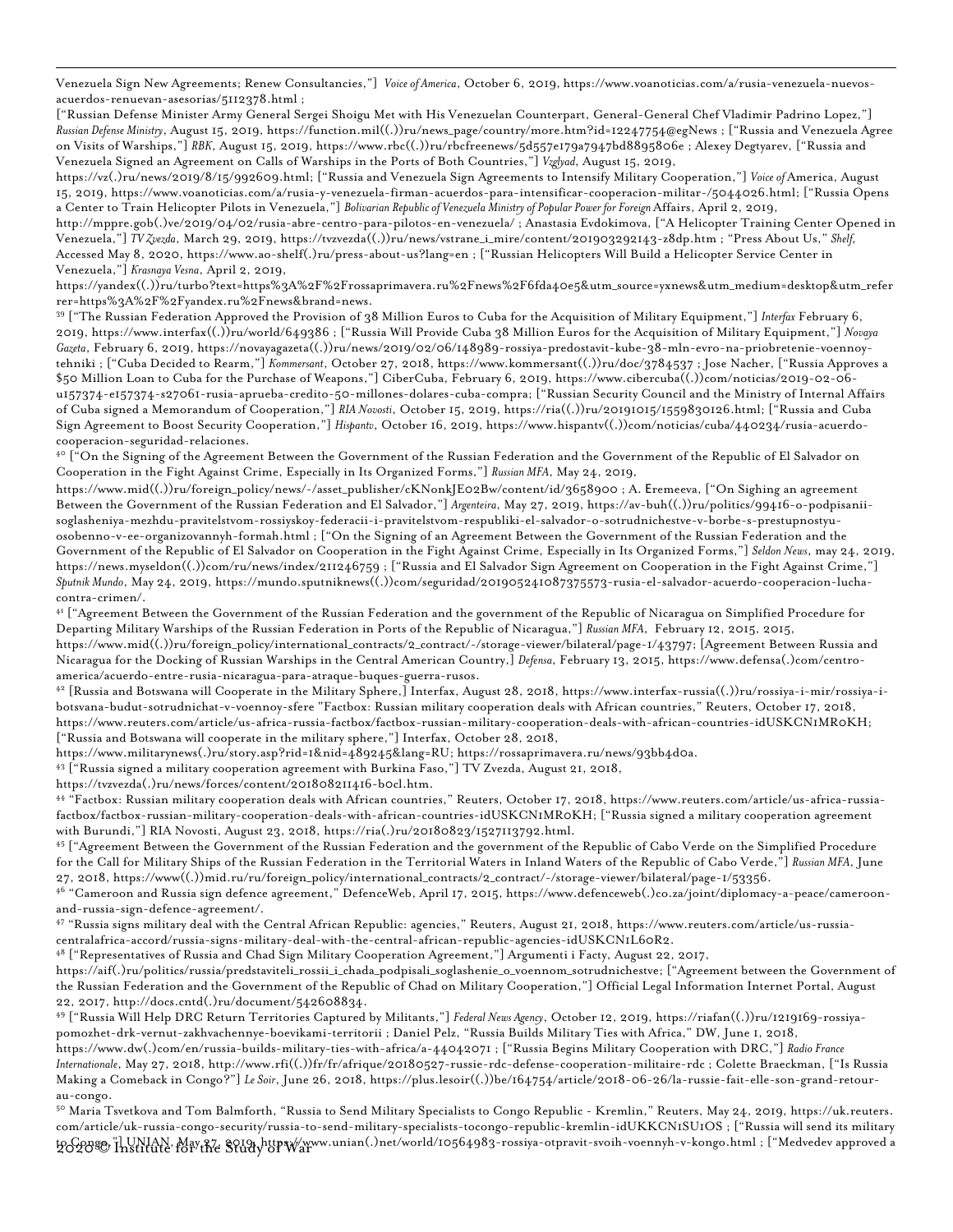Venezuela Sign New Agreements; Renew Consultancies,"] *Voice of America*, October 6, 2019, https://www.voanoticias.com/a/rusia-venezuela-nuevos-acuerdos-renuevan-asesorias/5112378.html ;

["Russian Defense Minister Army General Sergei Shoigu Met with His Venezuelan Counterpart, General-General Chef Vladimir Padrino Lopez,"] *Russian Defense Ministry*, August 15, 2019, https://function.mil((.))ru/news_page/country/more.htm?id=12247754@egNews ; ["Russia and Venezuela Agree on Visits of Warships,"] *RBK*, August 15, 2019, https://www.rbc((.))ru/rbcfreenews/5d557e179a7947bd8895806e ; Alexey Degtyarev, ["Russia and Venezuela Signed an Agreement on Calls of Warships in the Ports of Both Countries,"] *Vzglyad*, August 15, 2019, https://vz(.)ru/news/2019/8/15/992609.html; ["Russia and Venezuela Sign Agreements to Intensify Military Cooperation,"] *Voice of* America, August 15, 2019, https://www.voanoticias.com/a/rusia-y-venezuela-firman-acuerdos-para-intensificar-cooperacion-militar-/5044026.html; ["Russia Opens a Center to Train Helicopter Pilots in Venezuela,"] *Bolivarian Republic of Venezuela Ministry of Popular Power for Foreign* Affairs, April 2, 2019, http://mppre.gob(.)ve/2019/04/02/rusia-abre-centro-para-pilotos-en-venezuela/ ; Anastasia Evdokimova, ["A Helicopter Training Center Opened in Venezuela,"] *TV Zvezda*, March 29, 2019, https://tvzvezda((.))ru/news/vstrane_i_mire/content/201903292143-z8dp.htm ; "Press About Us," *Shelf*, Accessed May 8, 2020, https://www.ao-shelf(.)ru/press-about-us?lang=en ; ["Russian Helicopters Will Build a Helicopter Service Center in Venezuela,"] *Krasnaya Vesna*, April 2, 2019, https://yandex((.))ru/turbo?text=https%3A%2F%2Frossaprimavera.ru%2Fnews%2F6fda40e5&utm_source=yxnews&utm_medium=desktop&utm_referrer=https%3A%2F%2Fyandex.ru%2Fnews&brand=news.

[39] ["The Russian Federation Approved the Provision of 38 Million Euros to Cuba for the Acquisition of Military Equipment,"] *Interfax* February 6, 2019, https://www.interfax((.))ru/world/649386 ; ["Russia Will Provide Cuba 38 Million Euros for the Acquisition of Military Equipment,"] *Novaya Gazeta*, February 6, 2019, https://novayagazeta((.))ru/news/2019/02/06/148989-rossiya-predostavit-kube-38-mln-evro-na-priobretenie-voennoy-tehniki ; ["Cuba Decided to Rearm,"] *Kommersant*, October 27, 2018, https://www.kommersant((.))ru/doc/3784537 ; Jose Nacher, ["Russia Approves a $50 Million Loan to Cuba for the Purchase of Weapons,"] CiberCuba, February 6, 2019, https://www.cibercuba((.))com/noticias/2019-02-06-u157374-e157374-s27061-rusia-aprueba-credito-50-millones-dolares-cuba-compra; ["Russian Security Council and the Ministry of Internal Affairs of Cuba signed a Memorandum of Cooperation,"] *RIA Novosti*, October 15, 2019, https://ria((.))ru/20191015/1559830126.html; ["Russia and Cuba Sign Agreement to Boost Security Cooperation,"] *Hispantv*, October 16, 2019, https://www.hispantv((.))com/noticias/cuba/440234/rusia-acuerdo-cooperacion-seguridad-relaciones.

[40] ["On the Signing of the Agreement Between the Government of the Russian Federation and the Government of the Republic of El Salvador on Cooperation in the Fight Against Crime, Especially in Its Organized Forms,"] *Russian MFA*, May 24, 2019, https://www.mid((.))ru/foreign_policy/news/-/asset_publisher/cKNonkJE02Bw/content/id/3658900 ; A. Eremeeva, ["On Sighing an agreement Between the Government of the Russian Federation and El Salvador,"] *Argenteira*, May 27, 2019, https://av-buh((.))ru/politics/99416-o-podpisanii-soglasheniya-mezhdu-pravitelstvom-rossiyskoy-federacii-i-pravitelstvom-respubliki-el-salvador-o-sotrudnichestve-v-borbe-s-prestupnostyu-osobenno-v-ee-organizovannyh-formah.html ; ["On the Signing of an Agreement Between the Government of the Russian Federation and the Government of the Republic of El Salvador on Cooperation in the Fight Against Crime, Especially in Its Organized Forms,"] *Seldon News*, may 24, 2019, https://news.myseldon((.))com/ru/news/index/211246759 ; ["Russia and El Salvador Sign Agreement on Cooperation in the Fight Against Crime,"] *Sputnik Mundo*, May 24, 2019, https://mundo.sputniknews((.))com/seguridad/201905241087375573-rusia-el-salvador-acuerdo-cooperacion-lucha-contra-crimen/.

[41] ["Agreement Between the Government of the Russian Federation and the government of the Republic of Nicaragua on Simplified Procedure for Departing Military Warships of the Russian Federation in Ports of the Republic of Nicaragua,"] *Russian MFA*, February 12, 2015, 2015, https://www.mid((.))ru/foreign_policy/international_contracts/2_contract/-/storage-viewer/bilateral/page-1/43797; [Agreement Between Russia and Nicaragua for the Docking of Russian Warships in the Central American Country,] *Defensa*, February 13, 2015, https://www.defensa(.)com/centro-america/acuerdo-entre-rusia-nicaragua-para-atraque-buques-guerra-rusos.

[42] [Russia and Botswana will Cooperate in the Military Sphere,] Interfax, August 28, 2018, https://www.interfax-russia((.))ru/rossiya-i-mir/rossiya-i-botsvana-budut-sotrudnichat-v-voennoy-sfere "Factbox: Russian military cooperation deals with African countries," Reuters, October 17, 2018, https://www.reuters.com/article/us-africa-russia-factbox/factbox-russian-military-cooperation-deals-with-african-countries-idUSKCN1MR0KH; ["Russia and Botswana will cooperate in the military sphere,"] Interfax, October 28, 2018, https://www.militarynews(.)ru/story.asp?rid=1&nid=489245&lang=RU; https://rossaprimavera.ru/news/93bb4d0a.

[43] ["Russia signed a military cooperation agreement with Burkina Faso,"] TV Zvezda, August 21, 2018, https://tvzvezda(.)ru/news/forces/content/201808211416-b0cl.htm.

[44] "Factbox: Russian military cooperation deals with African countries," Reuters, October 17, 2018, https://www.reuters.com/article/us-africa-russia-factbox/factbox-russian-military-cooperation-deals-with-african-countries-idUSKCN1MR0KH; ["Russia signed a military cooperation agreement with Burundi,"] RIA Novosti, August 23, 2018, https://ria(.)ru/20180823/1527113792.html.

[45] ["Agreement Between the Government of the Russian Federation and the government of the Republic of Cabo Verde on the Simplified Procedure for the Call for Military Ships of the Russian Federation in the Territorial Waters in Inland Waters of the Republic of Cabo Verde,"] *Russian MFA*, June 27, 2018, https://www((.))mid.ru/ru/foreign_policy/international_contracts/2_contract/-/storage-viewer/bilateral/page-1/53356.

[46] "Cameroon and Russia sign defence agreement," DefenceWeb, April 17, 2015, https://www.defenceweb(.)co.za/joint/diplomacy-a-peace/cameroon-and-russia-sign-defence-agreement/.

[47] "Russia signs military deal with the Central African Republic: agencies," Reuters, August 21, 2018, https://www.reuters.com/article/us-russia-centralafrica-accord/russia-signs-military-deal-with-the-central-african-republic-agencies-idUSKCN1L60R2.

[48] ["Representatives of Russia and Chad Sign Military Cooperation Agreement,"] Argumenti i Facty, August 22, 2017, https://aif(.)ru/politics/russia/predstaviteli_rossii_i_chada_podpisali_soglashenie_o_voennom_sotrudnichestve; ["Agreement between the Government of the Russian Federation and the Government of the Republic of Chad on Military Cooperation,"] Official Legal Information Internet Portal, August 22, 2017, http://docs.cntd(.)ru/document/542608834.

[49] ["Russia Will Help DRC Return Territories Captured by Militants,"] *Federal News Agency*, October 12, 2019, https://riafan((.))ru/1219169-rossiya-pomozhet-drk-vernut-zakhvachennye-boevikami-territorii ; Daniel Pelz, "Russia Builds Military Ties with Africa," DW, June 1, 2018, https://www.dw(.)com/en/russia-builds-military-ties-with-africa/a-44042071 ; ["Russia Begins Military Cooperation with DRC,"] *Radio France Internationale*, May 27, 2018, http://www.rfi((.))fr/fr/afrique/20180527-russie-rdc-defense-cooperation-militaire-rdc ; Colette Braeckman, ["Is Russia Making a Comeback in Congo?"] *Le Soir*, June 26, 2018, https://plus.lesoir((.))be/164754/article/2018-06-26/la-russie-fait-elle-son-grand-retour-au-congo.

[50] Maria Tsvetkova and Tom Balmforth, "Russia to Send Military Specialists to Congo Republic - Kremlin," Reuters, May 24, 2019, https://uk.reuters.com/article/uk-russia-congo-security/russia-to-send-military-specialists-tocongo-republic-kremlin-idUKKCN1SU1OS ; ["Russia will send its military to Congo,"] UNIAN, May 27, 2019, https://www.unian(.)net/world/10564983-rossiya-otpravit-svoih-voennyh-v-kongo.html ; ["Medvedev approved a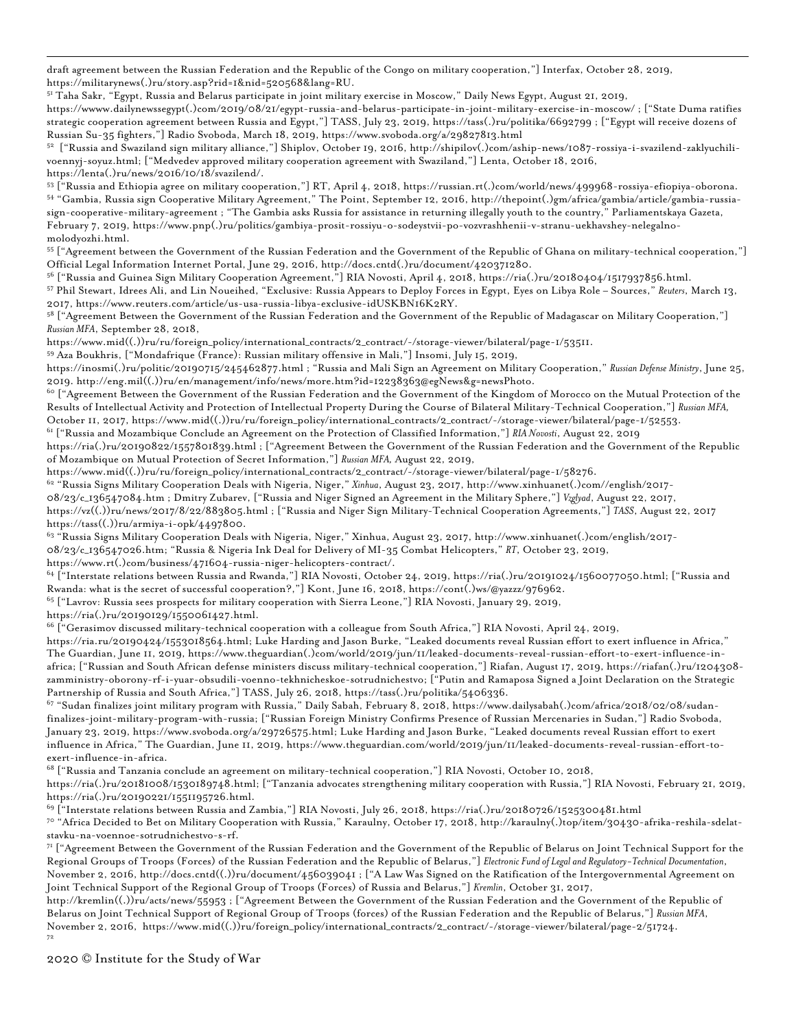draft agreement between the Russian Federation and the Republic of the Congo on military cooperation,"] Interfax, October 28, 2019, https://militarynews(.)ru/story.asp?rid=1&nid=520568&lang=RU.

[51] Taha Sakr, "Egypt, Russia and Belarus participate in joint military exercise in Moscow," Daily News Egypt, August 21, 2019, https://wwww.dailynewssegypt(.)com/2019/08/21/egypt-russia-and-belarus-participate-in-joint-military-exercise-in-moscow/ ; ["State Duma ratifies strategic cooperation agreement between Russia and Egypt,"] TASS, July 23, 2019, https://tass(.)ru/politika/6692799 ; ["Egypt will receive dozens of Russian Su-35 fighters,"] Radio Svoboda, March 18, 2019, https://www.svoboda.org/a/29827813.html

[52] ["Russia and Swaziland sign military alliance,"] Shiplov, October 19, 2016, http://shipilov(.)com/aship-news/1087-rossiya-i-svazilend-zaklyuchili-voennyj-soyuz.html; ["Medvedev approved military cooperation agreement with Swaziland,"] Lenta, October 18, 2016, https://lenta(.)ru/news/2016/10/18/svazilend/.

[53] ["Russia and Ethiopia agree on military cooperation,"] RT, April 4, 2018, https://russian.rt(.)com/world/news/499968-rossiya-efiopiya-oborona.

[54] "Gambia, Russia sign Cooperative Military Agreement," The Point, September 12, 2016, http://thepoint(.)gm/africa/gambia/article/gambia-russia-sign-cooperative-military-agreement ; "The Gambia asks Russia for assistance in returning illegally youth to the country," Parliamentskaya Gazeta, February 7, 2019, https://www.pnp(.)ru/politics/gambiya-prosit-rossiyu-o-sodeystvii-po-vozvrashhenii-v-stranu-uekhavshey-nelegalno-molodyozhi.html.

[55] ["Agreement between the Government of the Russian Federation and the Government of the Republic of Ghana on military-technical cooperation,"] Official Legal Information Internet Portal, June 29, 2016, http://docs.cntd(.)ru/document/420371280.

[56] ["Russia and Guinea Sign Military Cooperation Agreement,"] RIA Novosti, April 4, 2018, https://ria(.)ru/20180404/1517937856.html.

[57] Phil Stewart, Idrees Ali, and Lin Noueihed, "Exclusive: Russia Appears to Deploy Forces in Egypt, Eyes on Libya Role – Sources," *Reuters*, March 13, 2017, https://www.reuters.com/article/us-usa-russia-libya-exclusive-idUSKBN16K2RY.

[58] ["Agreement Between the Government of the Russian Federation and the Government of the Republic of Madagascar on Military Cooperation,"] *Russian MFA*, September 28, 2018, https://www.mid((.))ru/ru/foreign_policy/international_contracts/2_contract/-/storage-viewer/bilateral/page-1/53511.

[59] Aza Boukhris, ["Mondafrique (France): Russian military offensive in Mali,"] Insomi, July 15, 2019, https://inosmi(.)ru/politic/20190715/245462877.html ; "Russia and Mali Sign an Agreement on Military Cooperation," *Russian Defense Ministry*, June 25, 2019. http://eng.mil((.))ru/en/management/info/news/more.htm?id=12238363@egNews&g=newsPhoto.

[60] ["Agreement Between the Government of the Russian Federation and the Government of the Kingdom of Morocco on the Mutual Protection of the Results of Intellectual Activity and Protection of Intellectual Property During the Course of Bilateral Military-Technical Cooperation,"] *Russian MFA*, October 11, 2017, https://www.mid((.))ru/ru/foreign_policy/international_contracts/2_contract/-/storage-viewer/bilateral/page-1/52553.

[61] ["Russia and Mozambique Conclude an Agreement on the Protection of Classified Information,"] *RIA Novosti*, August 22, 2019 https://ria(.)ru/20190822/1557801839.html ; ["Agreement Between the Government of the Russian Federation and the Government of the Republic of Mozambique on Mutual Protection of Secret Information,"] *Russian MFA*, August 22, 2019, https://www.mid((.))ru/ru/foreign_policy/international_contracts/2_contract/-/storage-viewer/bilateral/page-1/58276.

[62] "Russia Signs Military Cooperation Deals with Nigeria, Niger," *Xinhua*, August 23, 2017, http://www.xinhuanet(.)com//english/2017-08/23/c_136547084.htm ; Dmitry Zubarev, ["Russia and Niger Signed an Agreement in the Military Sphere,"] *Vzglyad*, August 22, 2017, https://vz((.))ru/news/2017/8/22/883805.html ; ["Russia and Niger Sign Military-Technical Cooperation Agreements,"] *TASS*, August 22, 2017 https://tass((.))ru/armiya-i-opk/4497800.

[63] "Russia Signs Military Cooperation Deals with Nigeria, Niger," Xinhua, August 23, 2017, http://www.xinhuanet(.)com/english/2017-08/23/c_136547026.htm; "Russia & Nigeria Ink Deal for Delivery of MI-35 Combat Helicopters," *RT*, October 23, 2019, https://www.rt(.)com/business/471604-russia-niger-helicopters-contract/.

[64] ["Interstate relations between Russia and Rwanda,"] RIA Novosti, October 24, 2019, https://ria(.)ru/20191024/1560077050.html; ["Russia and Rwanda: what is the secret of successful cooperation?,"] Kont, June 16, 2018, https://cont(.)ws/@yazzz/976962.

[65] ["Lavrov: Russia sees prospects for military cooperation with Sierra Leone,"] RIA Novosti, January 29, 2019, https://ria(.)ru/20190129/1550061427.html.

[66] ["Gerasimov discussed military-technical cooperation with a colleague from South Africa,"] RIA Novosti, April 24, 2019, https://ria.ru/20190424/1553018564.html; Luke Harding and Jason Burke, "Leaked documents reveal Russian effort to exert influence in Africa," The Guardian, June 11, 2019, https://www.theguardian(.)com/world/2019/jun/11/leaked-documents-reveal-russian-effort-to-exert-influence-in-africa; ["Russian and South African defense ministers discuss military-technical cooperation,"] Riafan, August 17, 2019, https://riafan(.)ru/1204308-zamministry-oborony-rf-i-yuar-obsudili-voenno-tekhnicheskoe-sotrudnichestvo; ["Putin and Ramaposa Signed a Joint Declaration on the Strategic Partnership of Russia and South Africa,"] TASS, July 26, 2018, https://tass(.)ru/politika/5406336.

[67] "Sudan finalizes joint military program with Russia," Daily Sabah, February 8, 2018, https://www.dailysabah(.)com/africa/2018/02/08/sudan-finalizes-joint-military-program-with-russia; ["Russian Foreign Ministry Confirms Presence of Russian Mercenaries in Sudan,"] Radio Svoboda, January 23, 2019, https://www.svoboda.org/a/29726575.html; Luke Harding and Jason Burke, "Leaked documents reveal Russian effort to exert influence in Africa," The Guardian, June 11, 2019, https://www.theguardian.com/world/2019/jun/11/leaked-documents-reveal-russian-effort-to-exert-influence-in-africa.

[68] ["Russia and Tanzania conclude an agreement on military-technical cooperation,"] RIA Novosti, October 10, 2018, https://ria(.)ru/20181008/1530189748.html; ["Tanzania advocates strengthening military cooperation with Russia,"] RIA Novosti, February 21, 2019, https://ria(.)ru/20190221/1551195726.html.

[69] ["Interstate relations between Russia and Zambia,"] RIA Novosti, July 26, 2018, https://ria(.)ru/20180726/1525300481.html

[70] "Africa Decided to Bet on Military Cooperation with Russia," Karaulny, October 17, 2018, http://karaulny(.)top/item/30430-afrika-reshila-sdelat-stavku-na-voennoe-sotrudnichestvo-s-rf.

[71] ["Agreement Between the Government of the Russian Federation and the Government of the Republic of Belarus on Joint Technical Support for the Regional Groups of Troops (Forces) of the Russian Federation and the Republic of Belarus,"] *Electronic Fund of Legal and Regulatory-Technical Documentation*, November 2, 2016, http://docs.cntd((.))ru/document/456039041 ; ["A Law Was Signed on the Ratification of the Intergovernmental Agreement on Joint Technical Support of the Regional Group of Troops (Forces) of Russia and Belarus,"] *Kremlin*, October 31, 2017, http://kremlin((.))ru/acts/news/55953 ; ["Agreement Between the Government of the Russian Federation and the Government of the Republic of Belarus on Joint Technical Support of Regional Group of Troops (forces) of the Russian Federation and the Republic of Belarus,"] *Russian MFA*, November 2, 2016, https://www.mid((.))ru/ru/foreign_policy/international_contracts/2_contract/-/storage-viewer/bilateral/page-2/51724.

[72]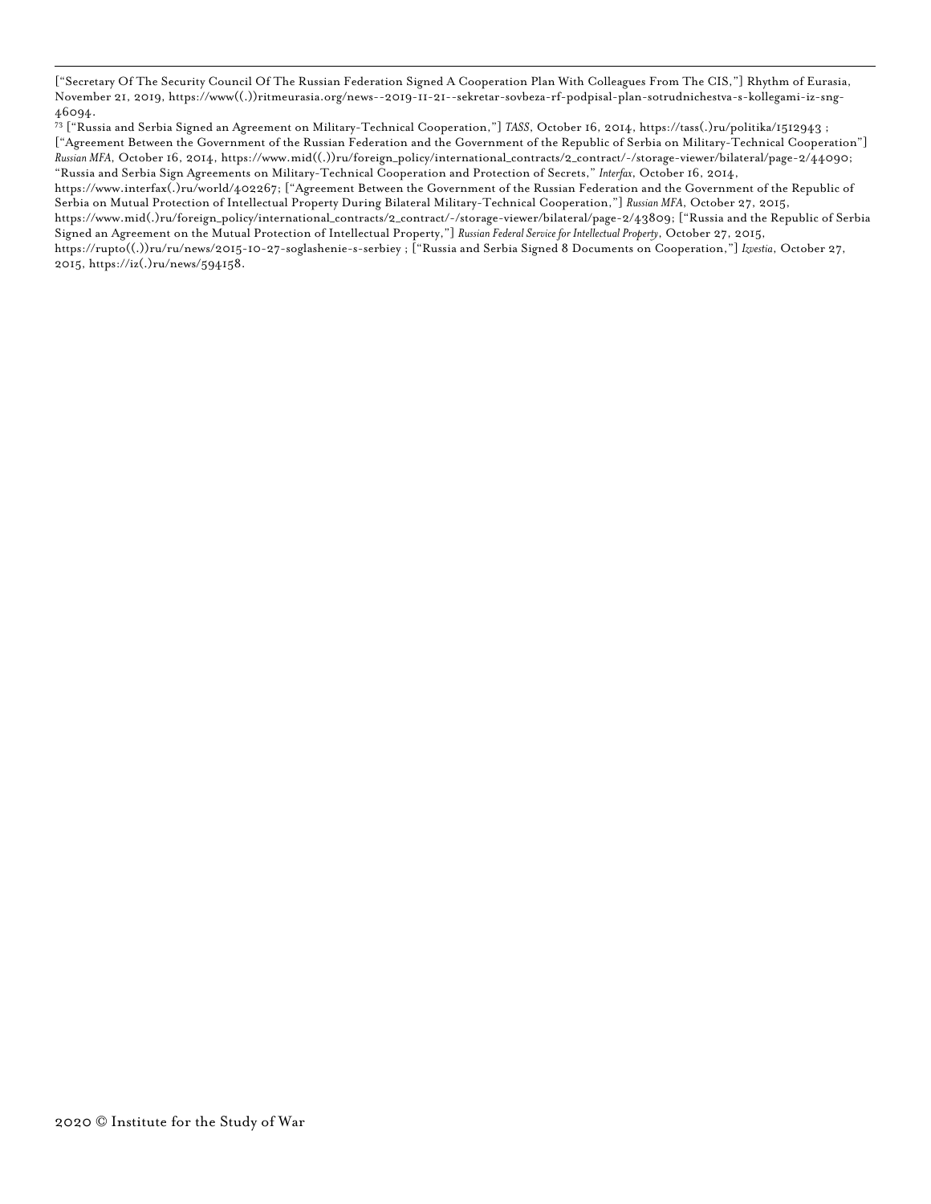["Secretary Of The Security Council Of The Russian Federation Signed A Cooperation Plan With Colleagues From The CIS,"] Rhythm of Eurasia, November 21, 2019, https://www((.))ritmeurasia.org/news--2019-11-21--sekretar-sovbeza-rf-podpisal-plan-sotrudnichestva-s-kollegami-iz-sng-46094.

[73] ["Russia and Serbia Signed an Agreement on Military-Technical Cooperation,"] *TASS*, October 16, 2014, https://tass(.)ru/politika/1512943 ; ["Agreement Between the Government of the Russian Federation and the Government of the Republic of Serbia on Military-Technical Cooperation"] *Russian MFA*, October 16, 2014, https://www.mid((.))ru/foreign_policy/international_contracts/2_contract/-/storage-viewer/bilateral/page-2/44090; "Russia and Serbia Sign Agreements on Military-Technical Cooperation and Protection of Secrets," *Interfax*, October 16, 2014, https://www.interfax(.)ru/world/402267; ["Agreement Between the Government of the Russian Federation and the Government of the Republic of Serbia on Mutual Protection of Intellectual Property During Bilateral Military-Technical Cooperation,"] *Russian MFA*, October 27, 2015, https://www.mid(.)ru/foreign_policy/international_contracts/2_contract/-/storage-viewer/bilateral/page-2/43809; ["Russia and the Republic of Serbia Signed an Agreement on the Mutual Protection of Intellectual Property,"] *Russian Federal Service for Intellectual Property*, October 27, 2015, https://rupto((.))ru/ru/news/2015-10-27-soglashenie-s-serbiey ; ["Russia and Serbia Signed 8 Documents on Cooperation,"] *Izvestia*, October 27, 2015, https://iz(.)ru/news/594158.

2020 © Institute for the Study of War